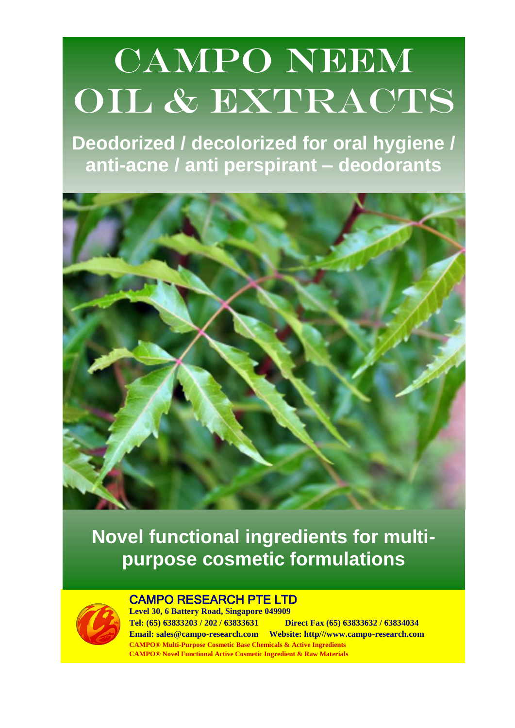# CAMPO NEEM OIL & EXTRACTS

**Deodorized / decolorized for oral hygiene / anti-acne / anti perspirant – deodorants**

**Novel functional ingredients for multi-purpose cosmetic formulations**

CAMPO RESEARCH PTE LTD

**Level 30, 6 Battery Road, Singapore 049909**

**Tel: (65) 63833203 / 202 / 63833631 Direct Fax (65) 63833632 / 63834034**

**Email: sales@campo-research.com Website: http///www.campo-research.com**

**CAMPO® Multi-Purpose Cosmetic Base Chemicals & Active Ingredients**

**CAMPO® Novel Functional Active Cosmetic Ingredient & Raw Materials**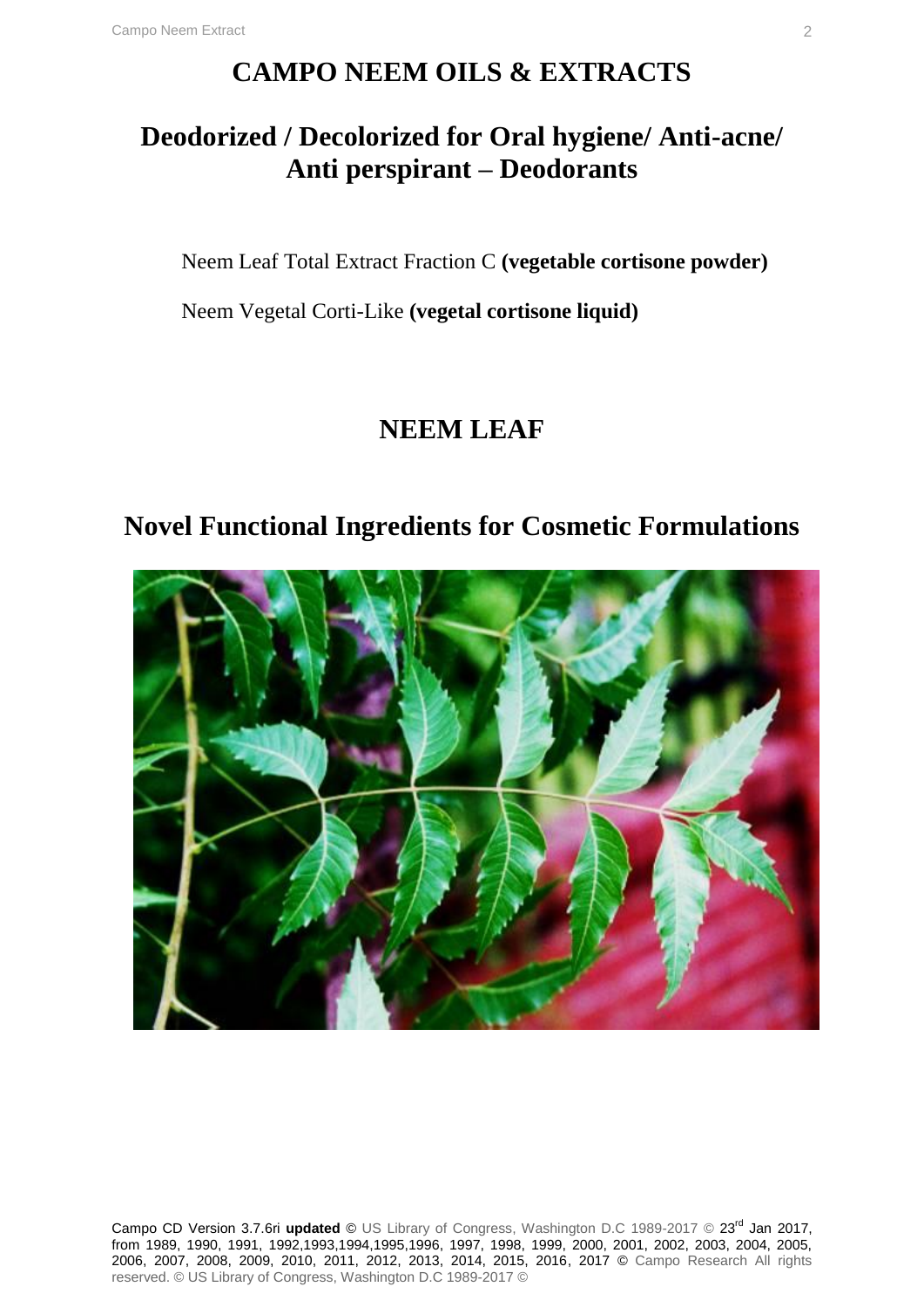# CAMPO NEEM OILS & EXTRACTS

## Deodorized / Decolorized for Oral hygiene/ Anti-acne/ Anti perspirant – Deodorants

Neem Leaf Total Extract Fraction C **(vegetable cortisone powder)**

Neem Vegetal Corti-Like **(vegetal cortisone liquid)**

## NEEM LEAF

## Novel Functional Ingredients for Cosmetic Formulations

Campo CD Version 3.7.6ri **updated** © US Library of Congress, Washington D.C 1989-2017 © 23rd Jan 2017, from 1989, 1990, 1991, 1992,1993,1994,1995,1996, 1997, 1998, 1999, 2000, 2001, 2002, 2003, 2004, 2005, 2006, 2007, 2008, 2009, 2010, 2011, 2012, 2013, 2014, 2015, 2016, 2017 © Campo Research All rights reserved. © US Library of Congress, Washington D.C 1989-2017 ©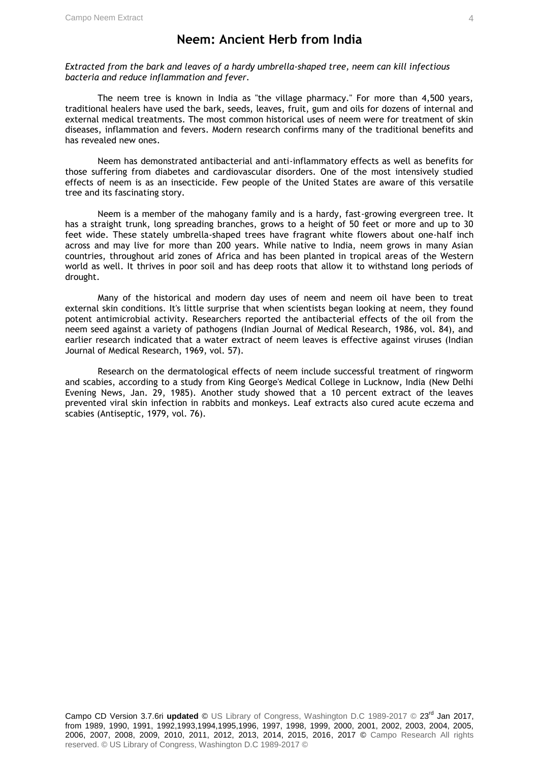# Neem: Ancient Herb from India

*Extracted from the bark and leaves of a hardy umbrella-shaped tree, neem can kill infectious bacteria and reduce inflammation and fever.*

The neem tree is known in India as "the village pharmacy." For more than 4,500 years, traditional healers have used the bark, seeds, leaves, fruit, gum and oils for dozens of internal and external medical treatments. The most common historical uses of neem were for treatment of skin diseases, inflammation and fevers. Modern research confirms many of the traditional benefits and has revealed new ones.

Neem has demonstrated antibacterial and anti-inflammatory effects as well as benefits for those suffering from diabetes and cardiovascular disorders. One of the most intensively studied effects of neem is as an insecticide. Few people of the United States are aware of this versatile tree and its fascinating story.

Neem is a member of the mahogany family and is a hardy, fast-growing evergreen tree. It has a straight trunk, long spreading branches, grows to a height of 50 feet or more and up to 30 feet wide. These stately umbrella-shaped trees have fragrant white flowers about one-half inch across and may live for more than 200 years. While native to India, neem grows in many Asian countries, throughout arid zones of Africa and has been planted in tropical areas of the Western world as well. It thrives in poor soil and has deep roots that allow it to withstand long periods of drought.

Many of the historical and modern day uses of neem and neem oil have been to treat external skin conditions. It's little surprise that when scientists began looking at neem, they found potent antimicrobial activity. Researchers reported the antibacterial effects of the oil from the neem seed against a variety of pathogens (Indian Journal of Medical Research, 1986, vol. 84), and earlier research indicated that a water extract of neem leaves is effective against viruses (Indian Journal of Medical Research, 1969, vol. 57).

Research on the dermatological effects of neem include successful treatment of ringworm and scabies, according to a study from King George's Medical College in Lucknow, India (New Delhi Evening News, Jan. 29, 1985). Another study showed that a 10 percent extract of the leaves prevented viral skin infection in rabbits and monkeys. Leaf extracts also cured acute eczema and scabies (Antiseptic, 1979, vol. 76).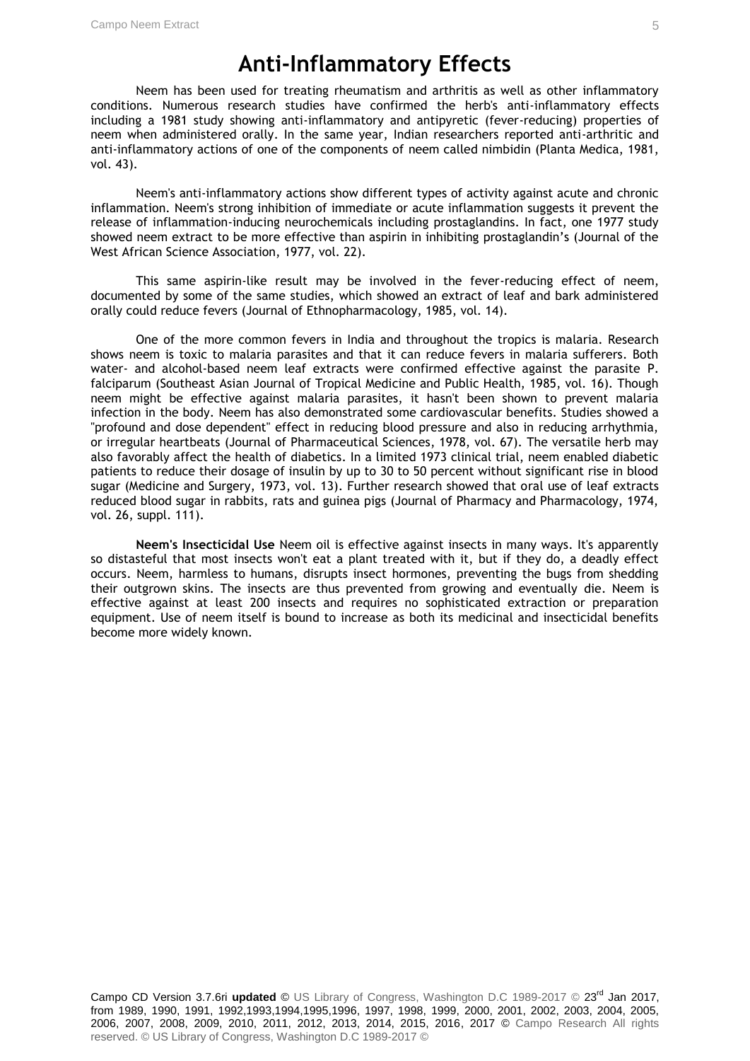# Anti-Inflammatory Effects

Neem has been used for treating rheumatism and arthritis as well as other inflammatory conditions. Numerous research studies have confirmed the herb's anti-inflammatory effects including a 1981 study showing anti-inflammatory and antipyretic (fever-reducing) properties of neem when administered orally. In the same year, Indian researchers reported anti-arthritic and anti-inflammatory actions of one of the components of neem called nimbidin (Planta Medica, 1981, vol. 43).

Neem's anti-inflammatory actions show different types of activity against acute and chronic inflammation. Neem's strong inhibition of immediate or acute inflammation suggests it prevent the release of inflammation-inducing neurochemicals including prostaglandins. In fact, one 1977 study showed neem extract to be more effective than aspirin in inhibiting prostaglandin's (Journal of the West African Science Association, 1977, vol. 22).

This same aspirin-like result may be involved in the fever-reducing effect of neem, documented by some of the same studies, which showed an extract of leaf and bark administered orally could reduce fevers (Journal of Ethnopharmacology, 1985, vol. 14).

One of the more common fevers in India and throughout the tropics is malaria. Research shows neem is toxic to malaria parasites and that it can reduce fevers in malaria sufferers. Both water- and alcohol-based neem leaf extracts were confirmed effective against the parasite P. falciparum (Southeast Asian Journal of Tropical Medicine and Public Health, 1985, vol. 16). Though neem might be effective against malaria parasites, it hasn't been shown to prevent malaria infection in the body. Neem has also demonstrated some cardiovascular benefits. Studies showed a "profound and dose dependent" effect in reducing blood pressure and also in reducing arrhythmia, or irregular heartbeats (Journal of Pharmaceutical Sciences, 1978, vol. 67). The versatile herb may also favorably affect the health of diabetics. In a limited 1973 clinical trial, neem enabled diabetic patients to reduce their dosage of insulin by up to 30 to 50 percent without significant rise in blood sugar (Medicine and Surgery, 1973, vol. 13). Further research showed that oral use of leaf extracts reduced blood sugar in rabbits, rats and guinea pigs (Journal of Pharmacy and Pharmacology, 1974, vol. 26, suppl. 111).

**Neem's Insecticidal Use** Neem oil is effective against insects in many ways. It's apparently so distasteful that most insects won't eat a plant treated with it, but if they do, a deadly effect occurs. Neem, harmless to humans, disrupts insect hormones, preventing the bugs from shedding their outgrown skins. The insects are thus prevented from growing and eventually die. Neem is effective against at least 200 insects and requires no sophisticated extraction or preparation equipment. Use of neem itself is bound to increase as both its medicinal and insecticidal benefits become more widely known.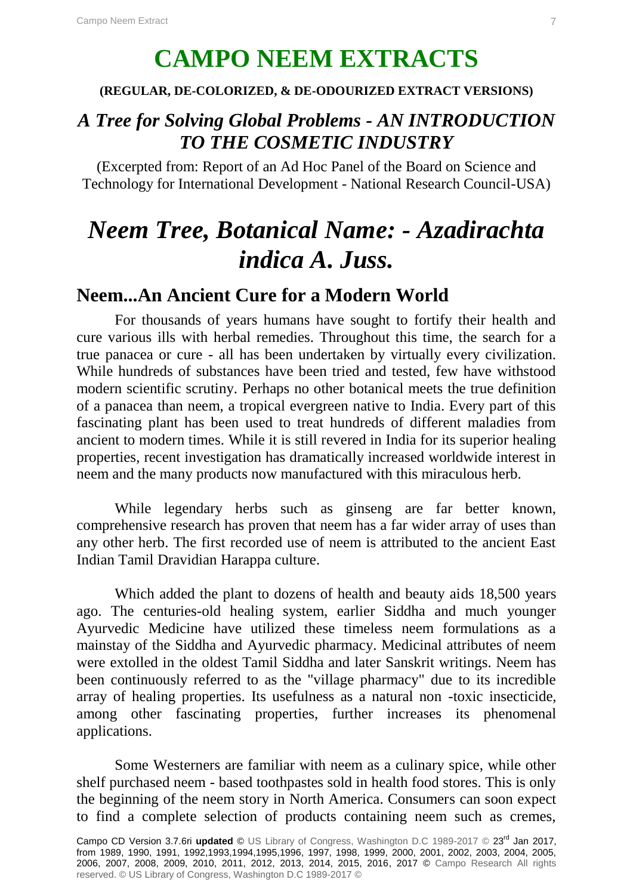# CAMPO NEEM EXTRACTS

**(REGULAR, DE-COLORIZED, & DE-ODOURIZED EXTRACT VERSIONS)**

## *A Tree for Solving Global Problems - AN INTRODUCTION TO THE COSMETIC INDUSTRY*

(Excerpted from: Report of an Ad Hoc Panel of the Board on Science and Technology for International Development - National Research Council-USA)

# *Neem Tree, Botanical Name: - Azadirachta indica A. Juss.*

## Neem...An Ancient Cure for a Modern World

For thousands of years humans have sought to fortify their health and cure various ills with herbal remedies. Throughout this time, the search for a true panacea or cure - all has been undertaken by virtually every civilization. While hundreds of substances have been tried and tested, few have withstood modern scientific scrutiny. Perhaps no other botanical meets the true definition of a panacea than neem, a tropical evergreen native to India. Every part of this fascinating plant has been used to treat hundreds of different maladies from ancient to modern times. While it is still revered in India for its superior healing properties, recent investigation has dramatically increased worldwide interest in neem and the many products now manufactured with this miraculous herb.

While legendary herbs such as ginseng are far better known, comprehensive research has proven that neem has a far wider array of uses than any other herb. The first recorded use of neem is attributed to the ancient East Indian Tamil Dravidian Harappa culture.

Which added the plant to dozens of health and beauty aids 18,500 years ago. The centuries-old healing system, earlier Siddha and much younger Ayurvedic Medicine have utilized these timeless neem formulations as a mainstay of the Siddha and Ayurvedic pharmacy. Medicinal attributes of neem were extolled in the oldest Tamil Siddha and later Sanskrit writings. Neem has been continuously referred to as the "village pharmacy" due to its incredible array of healing properties. Its usefulness as a natural non -toxic insecticide, among other fascinating properties, further increases its phenomenal applications.

Some Westerners are familiar with neem as a culinary spice, while other shelf purchased neem - based toothpastes sold in health food stores. This is only the beginning of the neem story in North America. Consumers can soon expect to find a complete selection of products containing neem such as cremes,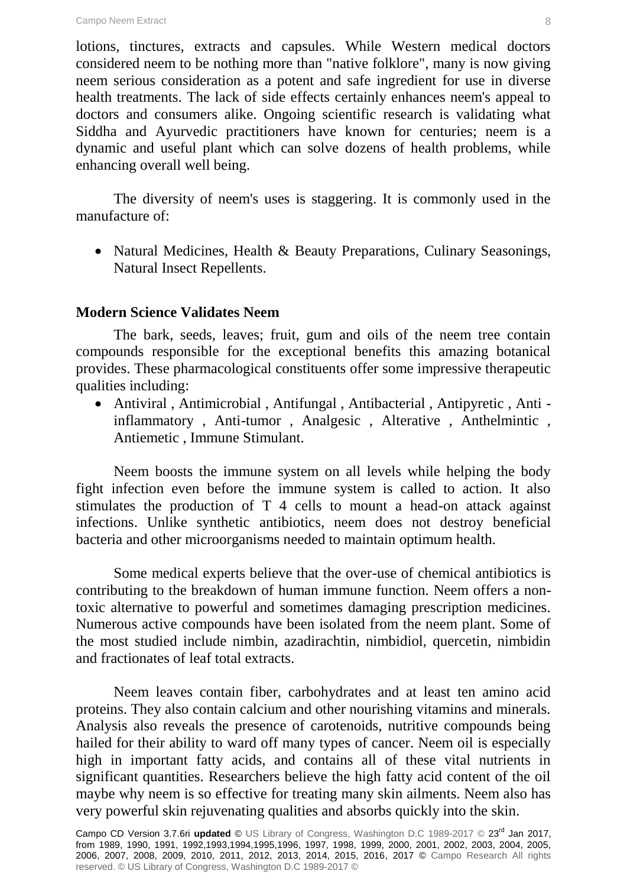lotions, tinctures, extracts and capsules. While Western medical doctors considered neem to be nothing more than "native folklore", many is now giving neem serious consideration as a potent and safe ingredient for use in diverse health treatments. The lack of side effects certainly enhances neem's appeal to doctors and consumers alike. Ongoing scientific research is validating what Siddha and Ayurvedic practitioners have known for centuries; neem is a dynamic and useful plant which can solve dozens of health problems, while enhancing overall well being.

The diversity of neem's uses is staggering. It is commonly used in the manufacture of:

- Natural Medicines, Health & Beauty Preparations, Culinary Seasonings, Natural Insect Repellents.

**Modern Science Validates Neem**

The bark, seeds, leaves; fruit, gum and oils of the neem tree contain compounds responsible for the exceptional benefits this amazing botanical provides. These pharmacological constituents offer some impressive therapeutic qualities including:

- Antiviral , Antimicrobial , Antifungal , Antibacterial , Antipyretic , Anti - inflammatory , Anti-tumor , Analgesic , Alterative , Anthelmintic , Antiemetic , Immune Stimulant.

Neem boosts the immune system on all levels while helping the body fight infection even before the immune system is called to action. It also stimulates the production of T 4 cells to mount a head-on attack against infections. Unlike synthetic antibiotics, neem does not destroy beneficial bacteria and other microorganisms needed to maintain optimum health.

Some medical experts believe that the over-use of chemical antibiotics is contributing to the breakdown of human immune function. Neem offers a non-toxic alternative to powerful and sometimes damaging prescription medicines. Numerous active compounds have been isolated from the neem plant. Some of the most studied include nimbin, azadirachtin, nimbidiol, quercetin, nimbidin and fractionates of leaf total extracts.

Neem leaves contain fiber, carbohydrates and at least ten amino acid proteins. They also contain calcium and other nourishing vitamins and minerals. Analysis also reveals the presence of carotenoids, nutritive compounds being hailed for their ability to ward off many types of cancer. Neem oil is especially high in important fatty acids, and contains all of these vital nutrients in significant quantities. Researchers believe the high fatty acid content of the oil maybe why neem is so effective for treating many skin ailments. Neem also has very powerful skin rejuvenating qualities and absorbs quickly into the skin.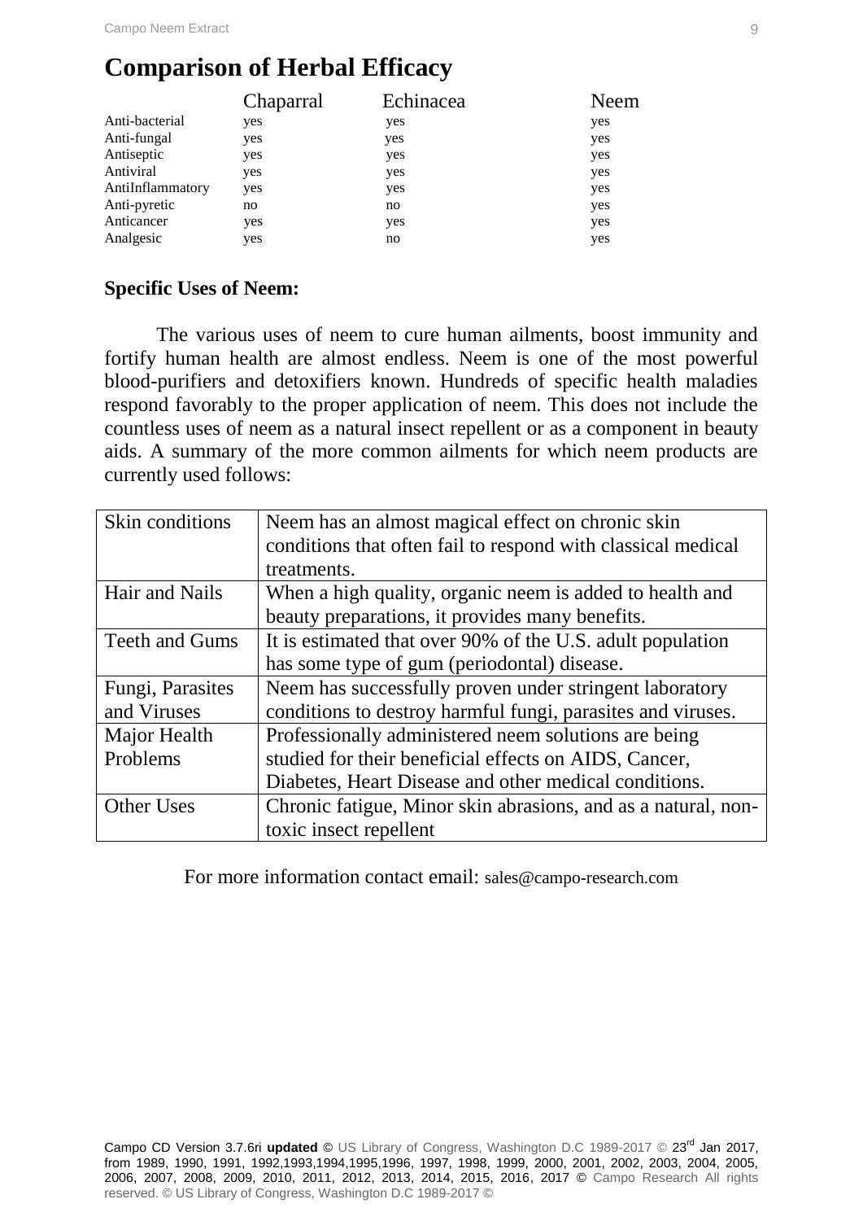## Comparison of Herbal Efficacy

| | Chaparral | Echinacea | Neem |
|---|---|---|---|
| Anti-bacterial | yes | yes | yes |
| Anti-fungal | yes | yes | yes |
| Antiseptic | yes | yes | yes |
| Antiviral | yes | yes | yes |
| AntiInflammatory | yes | yes | yes |
| Anti-pyretic | no | no | yes |
| Anticancer | yes | yes | yes |
| Analgesic | yes | no | yes |

**Specific Uses of Neem:**

The various uses of neem to cure human ailments, boost immunity and fortify human health are almost endless. Neem is one of the most powerful blood-purifiers and detoxifiers known. Hundreds of specific health maladies respond favorably to the proper application of neem. This does not include the countless uses of neem as a natural insect repellent or as a component in beauty aids. A summary of the more common ailments for which neem products are currently used follows:

| | |
|---|---|
| Skin conditions | Neem has an almost magical effect on chronic skin conditions that often fail to respond with classical medical treatments. |
| Hair and Nails | When a high quality, organic neem is added to health and beauty preparations, it provides many benefits. |
| Teeth and Gums | It is estimated that over 90% of the U.S. adult population has some type of gum (periodontal) disease. |
| Fungi, Parasites and Viruses | Neem has successfully proven under stringent laboratory conditions to destroy harmful fungi, parasites and viruses. |
| Major Health Problems | Professionally administered neem solutions are being studied for their beneficial effects on AIDS, Cancer, Diabetes, Heart Disease and other medical conditions. |
| Other Uses | Chronic fatigue, Minor skin abrasions, and as a natural, non-toxic insect repellent |

For more information contact email: sales@campo-research.com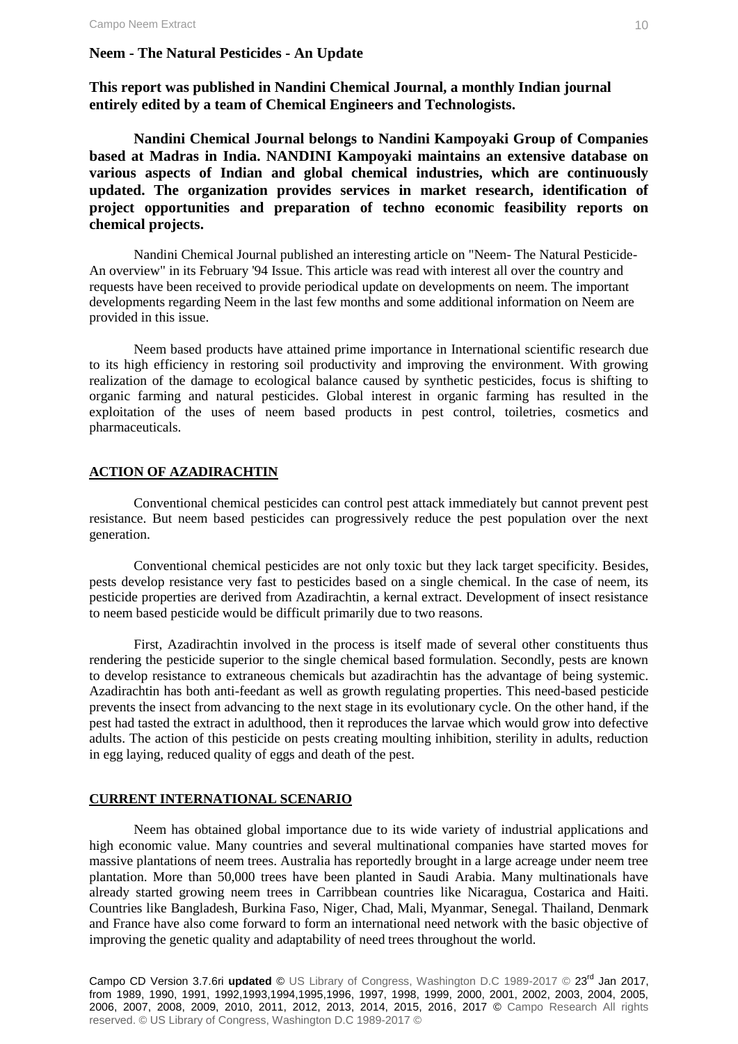## Neem - The Natural Pesticides - An Update

**This report was published in Nandini Chemical Journal, a monthly Indian journal entirely edited by a team of Chemical Engineers and Technologists.**

**Nandini Chemical Journal belongs to Nandini Kampoyaki Group of Companies based at Madras in India. NANDINI Kampoyaki maintains an extensive database on various aspects of Indian and global chemical industries, which are continuously updated. The organization provides services in market research, identification of project opportunities and preparation of techno economic feasibility reports on chemical projects.**

Nandini Chemical Journal published an interesting article on "Neem- The Natural Pesticide- An overview" in its February '94 Issue. This article was read with interest all over the country and requests have been received to provide periodical update on developments on neem. The important developments regarding Neem in the last few months and some additional information on Neem are provided in this issue.

Neem based products have attained prime importance in International scientific research due to its high efficiency in restoring soil productivity and improving the environment. With growing realization of the damage to ecological balance caused by synthetic pesticides, focus is shifting to organic farming and natural pesticides. Global interest in organic farming has resulted in the exploitation of the uses of neem based products in pest control, toiletries, cosmetics and pharmaceuticals.

### ACTION OF AZADIRACHTIN

Conventional chemical pesticides can control pest attack immediately but cannot prevent pest resistance. But neem based pesticides can progressively reduce the pest population over the next generation.

Conventional chemical pesticides are not only toxic but they lack target specificity. Besides, pests develop resistance very fast to pesticides based on a single chemical. In the case of neem, its pesticide properties are derived from Azadirachtin, a kernal extract. Development of insect resistance to neem based pesticide would be difficult primarily due to two reasons.

First, Azadirachtin involved in the process is itself made of several other constituents thus rendering the pesticide superior to the single chemical based formulation. Secondly, pests are known to develop resistance to extraneous chemicals but azadirachtin has the advantage of being systemic. Azadirachtin has both anti-feedant as well as growth regulating properties. This need-based pesticide prevents the insect from advancing to the next stage in its evolutionary cycle. On the other hand, if the pest had tasted the extract in adulthood, then it reproduces the larvae which would grow into defective adults. The action of this pesticide on pests creating moulting inhibition, sterility in adults, reduction in egg laying, reduced quality of eggs and death of the pest.

### CURRENT INTERNATIONAL SCENARIO

Neem has obtained global importance due to its wide variety of industrial applications and high economic value. Many countries and several multinational companies have started moves for massive plantations of neem trees. Australia has reportedly brought in a large acreage under neem tree plantation. More than 50,000 trees have been planted in Saudi Arabia. Many multinationals have already started growing neem trees in Carribbean countries like Nicaragua, Costarica and Haiti. Countries like Bangladesh, Burkina Faso, Niger, Chad, Mali, Myanmar, Senegal. Thailand, Denmark and France have also come forward to form an international need network with the basic objective of improving the genetic quality and adaptability of need trees throughout the world.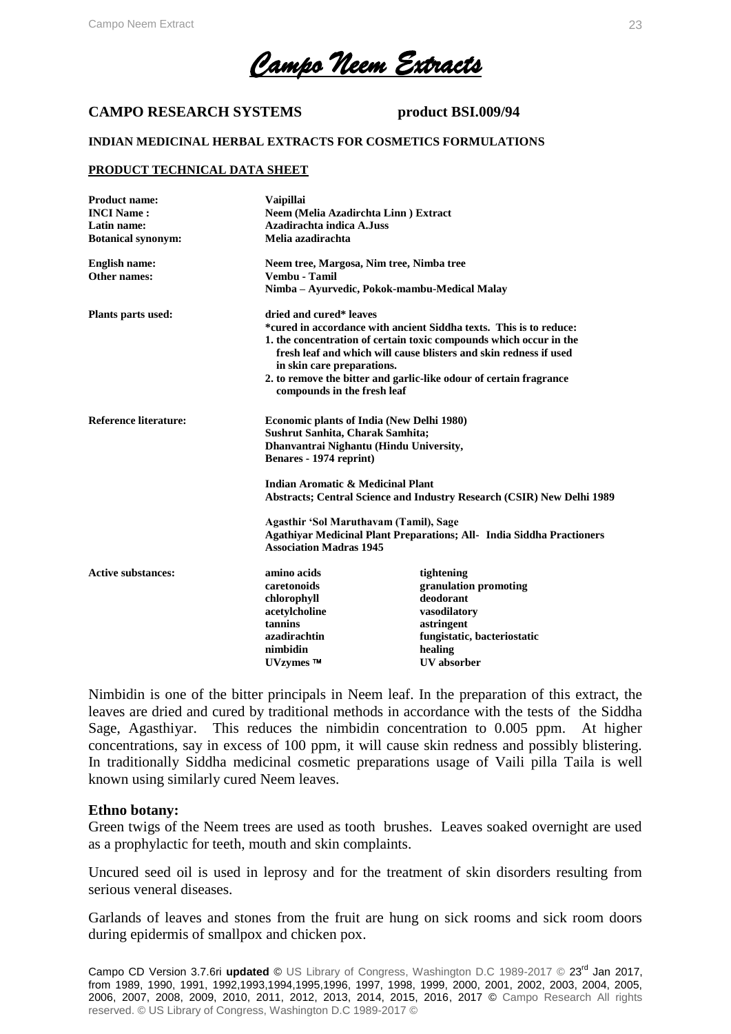# *Campo Neem Extracts*

**CAMPO RESEARCH SYSTEMS** **product BSI.009/94**

**INDIAN MEDICINAL HERBAL EXTRACTS FOR COSMETICS FORMULATIONS**

**PRODUCT TECHNICAL DATA SHEET**

| | |
|---|---|
| **Product name:** | **Vaipillai** |
| **INCI Name :** | **Neem (Melia Azadirchta Linn ) Extract** |
| **Latin name:** | **Azadirachta indica A.Juss** |
| **Botanical synonym:** | **Melia azadirachta** |
| **English name:** | **Neem tree, Margosa, Nim tree, Nimba tree** |
| **Other names:** | **Vembu - Tamil**<br>**Nimba – Ayurvedic, Pokok-mambu-Medical Malay** |
| **Plants parts used:** | **dried and cured\* leaves**<br>**\*cured in accordance with ancient Siddha texts. This is to reduce:**<br>**1. the concentration of certain toxic compounds which occur in the fresh leaf and which will cause blisters and skin redness if used in skin care preparations.**<br>**2. to remove the bitter and garlic-like odour of certain fragrance compounds in the fresh leaf** |
| **Reference literature:** | **Economic plants of India (New Delhi 1980)**<br>**Sushrut Sanhita, Charak Samhita;**<br>**Dhanvantrai Nighantu (Hindu University, Benares - 1974 reprint)**<br><br>**Indian Aromatic & Medicinal Plant Abstracts; Central Science and Industry Research (CSIR) New Delhi 1989**<br><br>**Agasthir 'Sol Maruthavam (Tamil), Sage Agathiyar Medicinal Plant Preparations; All- India Siddha Practioners Association Madras 1945** |

**Active substances:**

| | |
|---|---|
| **amino acids** | **tightening** |
| **caretonoids** | **granulation promoting** |
| **chlorophyll** | **deodorant** |
| **acetylcholine** | **vasodilatory** |
| **tannins** | **astringent** |
| **azadirachtin** | **fungistatic, bacteriostatic** |
| **nimbidin** | **healing** |
| **UVzymes ™** | **UV absorber** |

Nimbidin is one of the bitter principals in Neem leaf. In the preparation of this extract, the leaves are dried and cured by traditional methods in accordance with the tests of the Siddha Sage, Agasthiyar. This reduces the nimbidin concentration to 0.005 ppm. At higher concentrations, say in excess of 100 ppm, it will cause skin redness and possibly blistering. In traditionally Siddha medicinal cosmetic preparations usage of Vaili pilla Taila is well known using similarly cured Neem leaves.

**Ethno botany:**

Green twigs of the Neem trees are used as tooth brushes. Leaves soaked overnight are used as a prophylactic for teeth, mouth and skin complaints.

Uncured seed oil is used in leprosy and for the treatment of skin disorders resulting from serious veneral diseases.

Garlands of leaves and stones from the fruit are hung on sick rooms and sick room doors during epidermis of smallpox and chicken pox.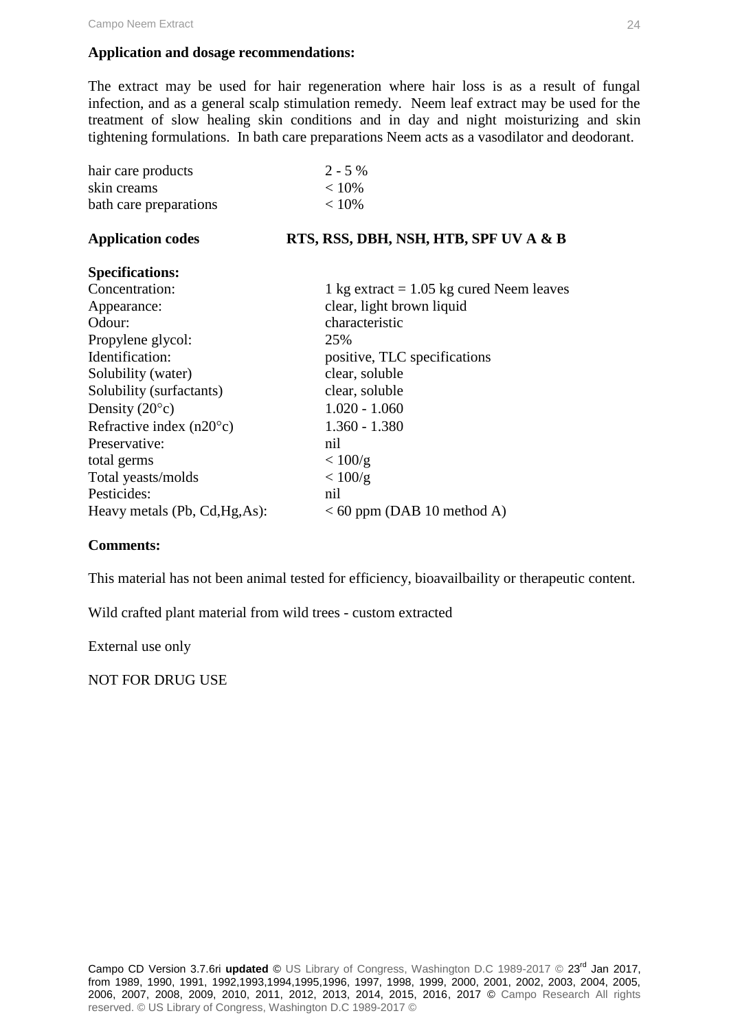**Application and dosage recommendations:**

The extract may be used for hair regeneration where hair loss is as a result of fungal infection, and as a general scalp stimulation remedy. Neem leaf extract may be used for the treatment of slow healing skin conditions and in day and night moisturizing and skin tightening formulations. In bath care preparations Neem acts as a vasodilator and deodorant.

| | |
|---|---|
| hair care products | 2 - 5 % |
| skin creams | < 10% |
| bath care preparations | < 10% |

**Application codes** **RTS, RSS, DBH, NSH, HTB, SPF UV A & B**

**Specifications:**

| | |
|---|---|
| Concentration: | 1 kg extract = 1.05 kg cured Neem leaves |
| Appearance: | clear, light brown liquid |
| Odour: | characteristic |
| Propylene glycol: | 25% |
| Identification: | positive, TLC specifications |
| Solubility (water) | clear, soluble |
| Solubility (surfactants) | clear, soluble |
| Density (20°c) | 1.020 - 1.060 |
| Refractive index (n20°c) | 1.360 - 1.380 |
| Preservative: | nil |
| total germs | < 100/g |
| Total yeasts/molds | < 100/g |
| Pesticides: | nil |
| Heavy metals (Pb, Cd,Hg,As): | < 60 ppm (DAB 10 method A) |

**Comments:**

This material has not been animal tested for efficiency, bioavailbaility or therapeutic content.

Wild crafted plant material from wild trees - custom extracted

External use only

NOT FOR DRUG USE

Campo CD Version 3.7.6ri **updated ©** US Library of Congress, Washington D.C 1989-2017 © 23rd Jan 2017, from 1989, 1990, 1991, 1992,1993,1994,1995,1996, 1997, 1998, 1999, 2000, 2001, 2002, 2003, 2004, 2005, 2006, 2007, 2008, 2009, 2010, 2011, 2012, 2013, 2014, 2015, 2016, 2017 **©** Campo Research All rights reserved. © US Library of Congress, Washington D.C 1989-2017 ©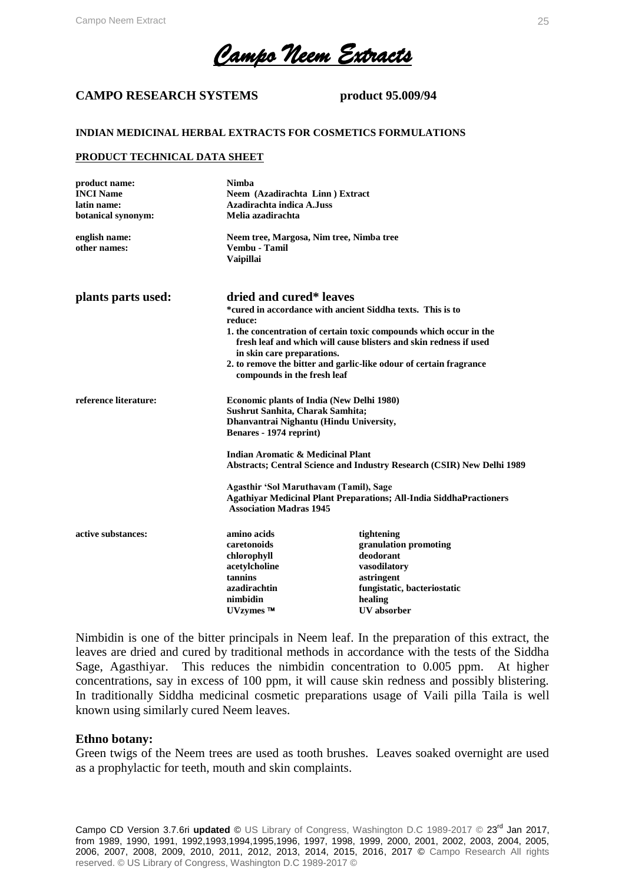# *Campo Neem Extracts*

**CAMPO RESEARCH SYSTEMS** **product 95.009/94**

**INDIAN MEDICINAL HERBAL EXTRACTS FOR COSMETICS FORMULATIONS**

**PRODUCT TECHNICAL DATA SHEET**

| | |
|---|---|
| **product name:** | **Nimba** |
| **INCI Name** | **Neem (Azadirachta Linn ) Extract** |
| **latin name:** | **Azadirachta indica A.Juss** |
| **botanical synonym:** | **Melia azadirachta** |
| **english name:** | **Neem tree, Margosa, Nim tree, Nimba tree** |
| **other names:** | **Vembu - Tamil**<br>**Vaipillai** |

**plants parts used:** **dried and cured\* leaves**

**\*cured in accordance with ancient Siddha texts. This is to reduce:**

1. **the concentration of certain toxic compounds which occur in the fresh leaf and which will cause blisters and skin redness if used in skin care preparations.**
2. **to remove the bitter and garlic-like odour of certain fragrance compounds in the fresh leaf**

**reference literature:**

**Economic plants of India (New Delhi 1980)**
**Sushrut Sanhita, Charak Samhita;**
**Dhanvantrai Nighantu (Hindu University, Benares - 1974 reprint)**

**Indian Aromatic & Medicinal Plant Abstracts; Central Science and Industry Research (CSIR) New Delhi 1989**

**Agasthir 'Sol Maruthavam (Tamil), Sage Agathiyar Medicinal Plant Preparations; All-India SiddhaPractioners Association Madras 1945**

**active substances:**

| | |
|---|---|
| **amino acids** | **tightening** |
| **caretonoids** | **granulation promoting** |
| **chlorophyll** | **deodorant** |
| **acetylcholine** | **vasodilatory** |
| **tannins** | **astringent** |
| **azadirachtin** | **fungistatic, bacteriostatic** |
| **nimbidin** | **healing** |
| **UVzymes ™** | **UV absorber** |

Nimbidin is one of the bitter principals in Neem leaf. In the preparation of this extract, the leaves are dried and cured by traditional methods in accordance with the tests of the Siddha Sage, Agasthiyar. This reduces the nimbidin concentration to 0.005 ppm. At higher concentrations, say in excess of 100 ppm, it will cause skin redness and possibly blistering. In traditionally Siddha medicinal cosmetic preparations usage of Vaili pilla Taila is well known using similarly cured Neem leaves.

**Ethno botany:**

Green twigs of the Neem trees are used as tooth brushes. Leaves soaked overnight are used as a prophylactic for teeth, mouth and skin complaints.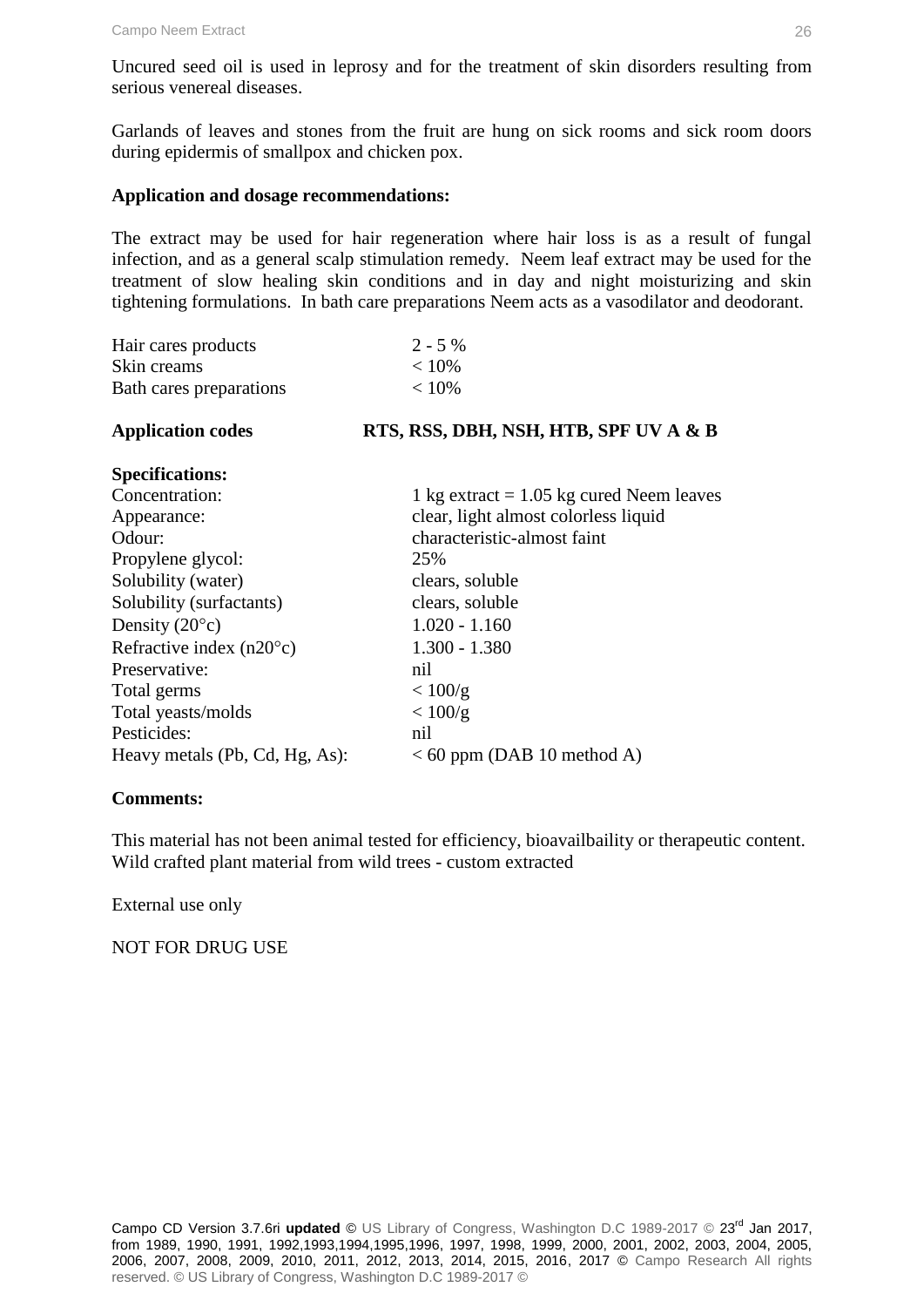Uncured seed oil is used in leprosy and for the treatment of skin disorders resulting from serious venereal diseases.

Garlands of leaves and stones from the fruit are hung on sick rooms and sick room doors during epidermis of smallpox and chicken pox.

**Application and dosage recommendations:**

The extract may be used for hair regeneration where hair loss is as a result of fungal infection, and as a general scalp stimulation remedy. Neem leaf extract may be used for the treatment of slow healing skin conditions and in day and night moisturizing and skin tightening formulations. In bath care preparations Neem acts as a vasodilator and deodorant.

| | |
|---|---|
| Hair cares products | 2 - 5 % |
| Skin creams | < 10% |
| Bath cares preparations | < 10% |

**Application codes** **RTS, RSS, DBH, NSH, HTB, SPF UV A & B**

**Specifications:**

| | |
|---|---|
| Concentration: | 1 kg extract = 1.05 kg cured Neem leaves |
| Appearance: | clear, light almost colorless liquid |
| Odour: | characteristic-almost faint |
| Propylene glycol: | 25% |
| Solubility (water) | clears, soluble |
| Solubility (surfactants) | clears, soluble |
| Density (20°c) | 1.020 - 1.160 |
| Refractive index (n20°c) | 1.300 - 1.380 |
| Preservative: | nil |
| Total germs | < 100/g |
| Total yeasts/molds | < 100/g |
| Pesticides: | nil |
| Heavy metals (Pb, Cd, Hg, As): | < 60 ppm (DAB 10 method A) |

**Comments:**

This material has not been animal tested for efficiency, bioavailbaility or therapeutic content. Wild crafted plant material from wild trees - custom extracted

External use only

NOT FOR DRUG USE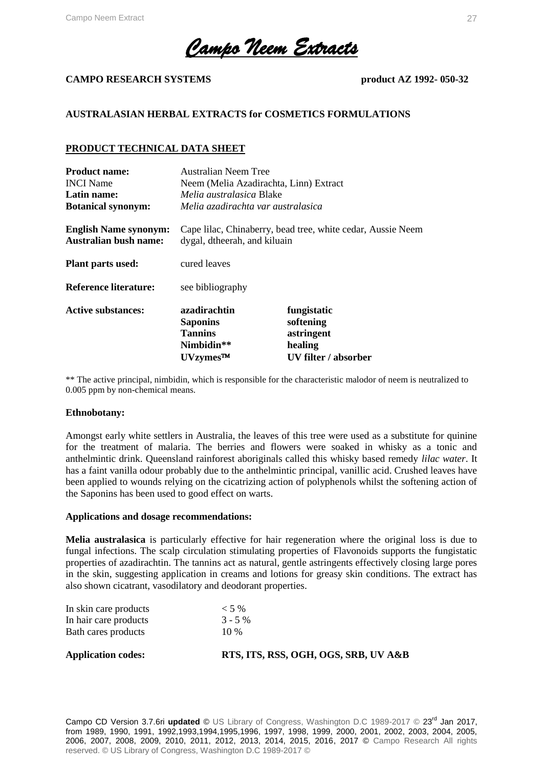# *Campo Neem Extracts*

**CAMPO RESEARCH SYSTEMS** **product AZ 1992- 050-32**

**AUSTRALASIAN HERBAL EXTRACTS for COSMETICS FORMULATIONS**

## PRODUCT TECHNICAL DATA SHEET

| | | |
|---|---|---|
| **Product name:** | Australian Neem Tree | |
| INCI Name | Neem (Melia Azadirachta, Linn) Extract | |
| **Latin name:** | *Melia australasica* Blake | |
| **Botanical synonym:** | *Melia azadirachta var australasica* | |
| **English Name synonym:** | Cape lilac, Chinaberry, bead tree, white cedar, Aussie Neem | |
| **Australian bush name:** | dygal, dtheerah, and kiluain | |
| **Plant parts used:** | cured leaves | |
| **Reference literature:** | see bibliography | |
| **Active substances:** | **azadirachtin** | **fungistatic** |
| | **Saponins** | **softening** |
| | **Tannins** | **astringent** |
| | **Nimbidin**** | **healing** |
| | **UVzymes™** | **UV filter / absorber** |

** The active principal, nimbidin, which is responsible for the characteristic malodor of neem is neutralized to 0.005 ppm by non-chemical means.

**Ethnobotany:**

Amongst early white settlers in Australia, the leaves of this tree were used as a substitute for quinine for the treatment of malaria. The berries and flowers were soaked in whisky as a tonic and anthelmintic drink. Queensland rainforest aboriginals called this whisky based remedy *lilac water*. It has a faint vanilla odour probably due to the anthelmintic principal, vanillic acid. Crushed leaves have been applied to wounds relying on the cicatrizing action of polyphenols whilst the softening action of the Saponins has been used to good effect on warts.

**Applications and dosage recommendations:**

**Melia australasica** is particularly effective for hair regeneration where the original loss is due to fungal infections. The scalp circulation stimulating properties of Flavonoids supports the fungistatic properties of azadirachtin. The tannins act as natural, gentle astringents effectively closing large pores in the skin, suggesting application in creams and lotions for greasy skin conditions. The extract has also shown cicatrant, vasodilatory and deodorant properties.

| | |
|---|---|
| In skin care products | < 5 % |
| In hair care products | 3 - 5 % |
| Bath cares products | 10 % |

**Application codes:** **RTS, ITS, RSS, OGH, OGS, SRB, UV A&B**

Campo CD Version 3.7.6ri **updated ©** US Library of Congress, Washington D.C 1989-2017 © 23rd Jan 2017, from 1989, 1990, 1991, 1992,1993,1994,1995,1996, 1997, 1998, 1999, 2000, 2001, 2002, 2003, 2004, 2005, 2006, 2007, 2008, 2009, 2010, 2011, 2012, 2013, 2014, 2015, 2016, 2017 © Campo Research All rights reserved. © US Library of Congress, Washington D.C 1989-2017 ©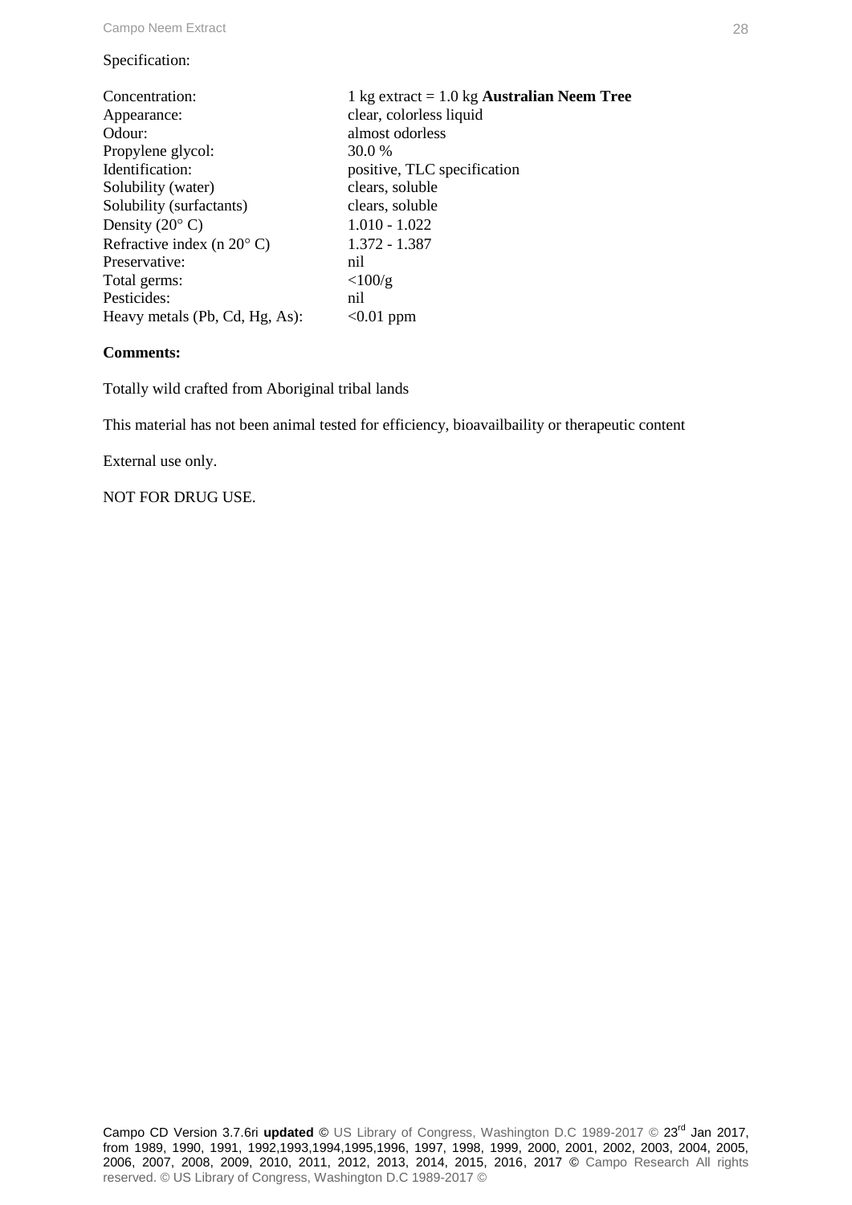Specification:

| | |
|---|---|
| Concentration: | 1 kg extract = 1.0 kg **Australian Neem Tree** |
| Appearance: | clear, colorless liquid |
| Odour: | almost odorless |
| Propylene glycol: | 30.0 % |
| Identification: | positive, TLC specification |
| Solubility (water) | clears, soluble |
| Solubility (surfactants) | clears, soluble |
| Density (20° C) | 1.010 - 1.022 |
| Refractive index (n 20° C) | 1.372 - 1.387 |
| Preservative: | nil |
| Total germs: | <100/g |
| Pesticides: | nil |
| Heavy metals (Pb, Cd, Hg, As): | <0.01 ppm |

**Comments:**

Totally wild crafted from Aboriginal tribal lands

This material has not been animal tested for efficiency, bioavailbaility or therapeutic content

External use only.

NOT FOR DRUG USE.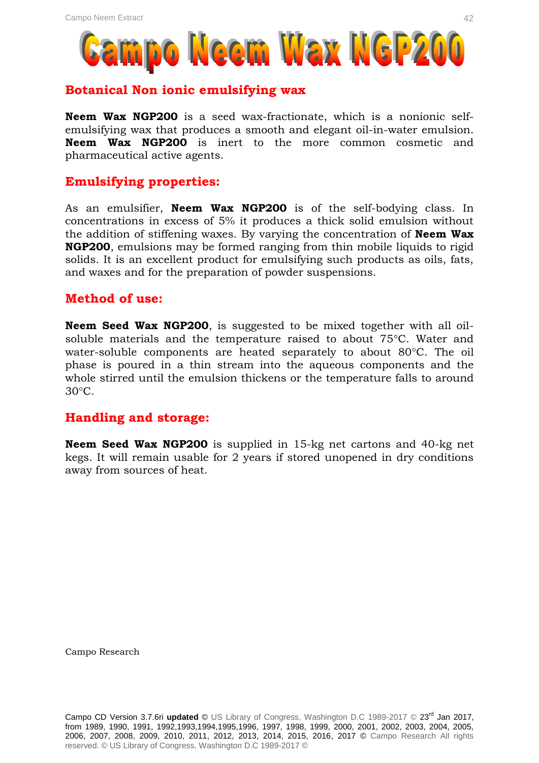# Campo Neem Wax NGP200

## Botanical Non ionic emulsifying wax

**Neem Wax NGP200** is a seed wax-fractionate, which is a nonionic self-emulsifying wax that produces a smooth and elegant oil-in-water emulsion. **Neem Wax NGP200** is inert to the more common cosmetic and pharmaceutical active agents.

## Emulsifying properties:

As an emulsifier, **Neem Wax NGP200** is of the self-bodying class. In concentrations in excess of 5% it produces a thick solid emulsion without the addition of stiffening waxes. By varying the concentration of **Neem Wax NGP200**, emulsions may be formed ranging from thin mobile liquids to rigid solids. It is an excellent product for emulsifying such products as oils, fats, and waxes and for the preparation of powder suspensions.

## Method of use:

**Neem Seed Wax NGP200**, is suggested to be mixed together with all oil-soluble materials and the temperature raised to about 75°C. Water and water-soluble components are heated separately to about 80°C. The oil phase is poured in a thin stream into the aqueous components and the whole stirred until the emulsion thickens or the temperature falls to around 30°C.

## Handling and storage:

**Neem Seed Wax NGP200** is supplied in 15-kg net cartons and 40-kg net kegs. It will remain usable for 2 years if stored unopened in dry conditions away from sources of heat.

Campo Research

Campo CD Version 3.7.6ri **updated** © US Library of Congress, Washington D.C 1989-2017 © 23rd Jan 2017, from 1989, 1990, 1991, 1992,1993,1994,1995,1996, 1997, 1998, 1999, 2000, 2001, 2002, 2003, 2004, 2005, 2006, 2007, 2008, 2009, 2010, 2011, 2012, 2013, 2014, 2015, 2016, 2017 © Campo Research All rights reserved. © US Library of Congress, Washington D.C 1989-2017 ©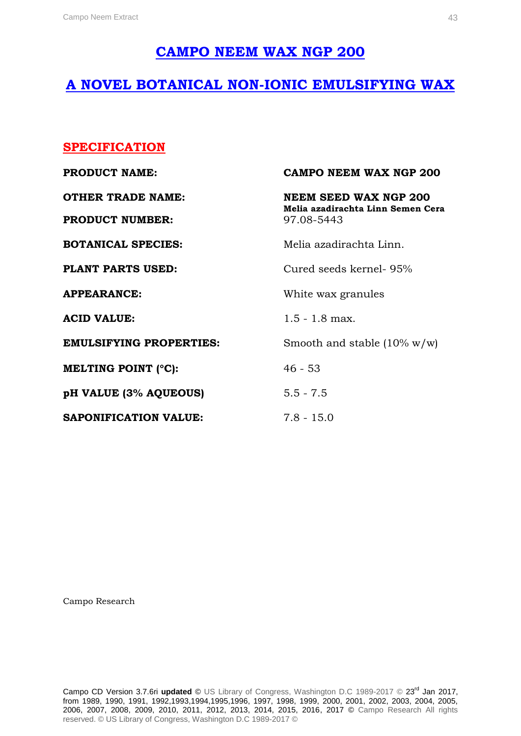# CAMPO NEEM WAX NGP 200

## A NOVEL BOTANICAL NON-IONIC EMULSIFYING WAX

### SPECIFICATION

| | |
|---|---|
| **PRODUCT NAME:** | **CAMPO NEEM WAX NGP 200** |
| **OTHER TRADE NAME:** | **NEEM SEED WAX NGP 200** **Melia azadirachta Linn Semen Cera** |
| **PRODUCT NUMBER:** | 97.08-5443 |
| **BOTANICAL SPECIES:** | Melia azadirachta Linn. |
| **PLANT PARTS USED:** | Cured seeds kernel- 95% |
| **APPEARANCE:** | White wax granules |
| **ACID VALUE:** | 1.5 - 1.8 max. |
| **EMULSIFYING PROPERTIES:** | Smooth and stable (10% w/w) |
| **MELTING POINT (°C):** | 46 - 53 |
| **pH VALUE (3% AQUEOUS)** | 5.5 - 7.5 |
| **SAPONIFICATION VALUE:** | 7.8 - 15.0 |

Campo Research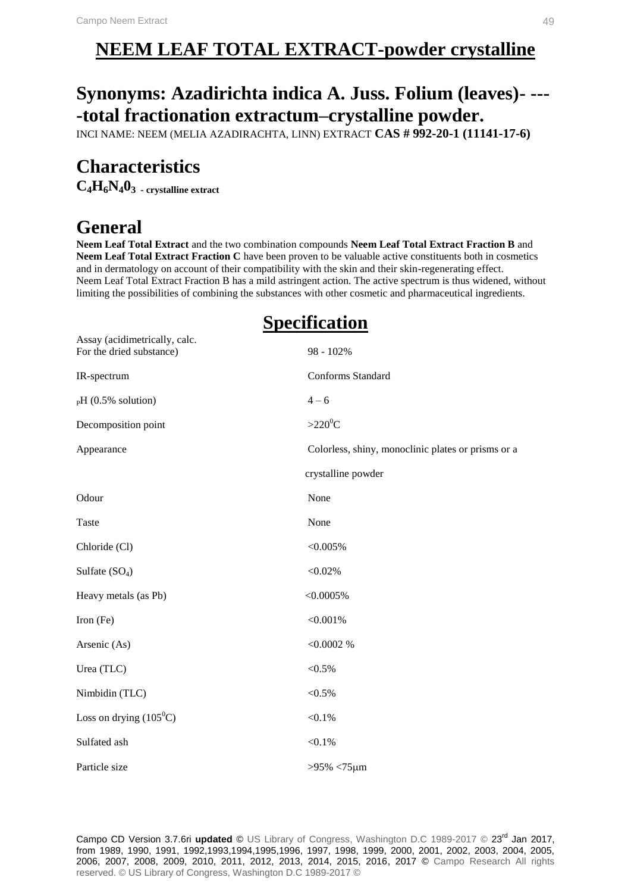# NEEM LEAF TOTAL EXTRACT-powder crystalline

## Synonyms: Azadirichta indica A. Juss. Folium (leaves)- ----total fractionation extractum–crystalline powder.

INCI NAME: NEEM (MELIA AZADIRACHTA, LINN) EXTRACT **CAS # 992-20-1 (11141-17-6)**

## Characteristics

**$C_4H_6N_40_3$ - crystalline extract**

## General

**Neem Leaf Total Extract** and the two combination compounds **Neem Leaf Total Extract Fraction B** and **Neem Leaf Total Extract Fraction C** have been proven to be valuable active constituents both in cosmetics and in dermatology on account of their compatibility with the skin and their skin-regenerating effect.
Neem Leaf Total Extract Fraction B has a mild astringent action. The active spectrum is thus widened, without limiting the possibilities of combining the substances with other cosmetic and pharmaceutical ingredients.

## Specification

| | |
|---|---|
| Assay (acidimetrically, calc. For the dried substance) | 98 - 102% |
| IR-spectrum | Conforms Standard |
| pH (0.5% solution) | 4 – 6 |
| Decomposition point | $>220^0$C |
| Appearance | Colorless, shiny, monoclinic plates or prisms or a crystalline powder |
| Odour | None |
| Taste | None |
| Chloride (Cl) | <0.005% |
| Sulfate ($SO_4$) | <0.02% |
| Heavy metals (as Pb) | <0.0005% |
| Iron (Fe) | <0.001% |
| Arsenic (As) | <0.0002 % |
| Urea (TLC) | <0.5% |
| Nimbidin (TLC) | <0.5% |
| Loss on drying ($105^0$C) | <0.1% |
| Sulfated ash | <0.1% |
| Particle size | >95% <75μm |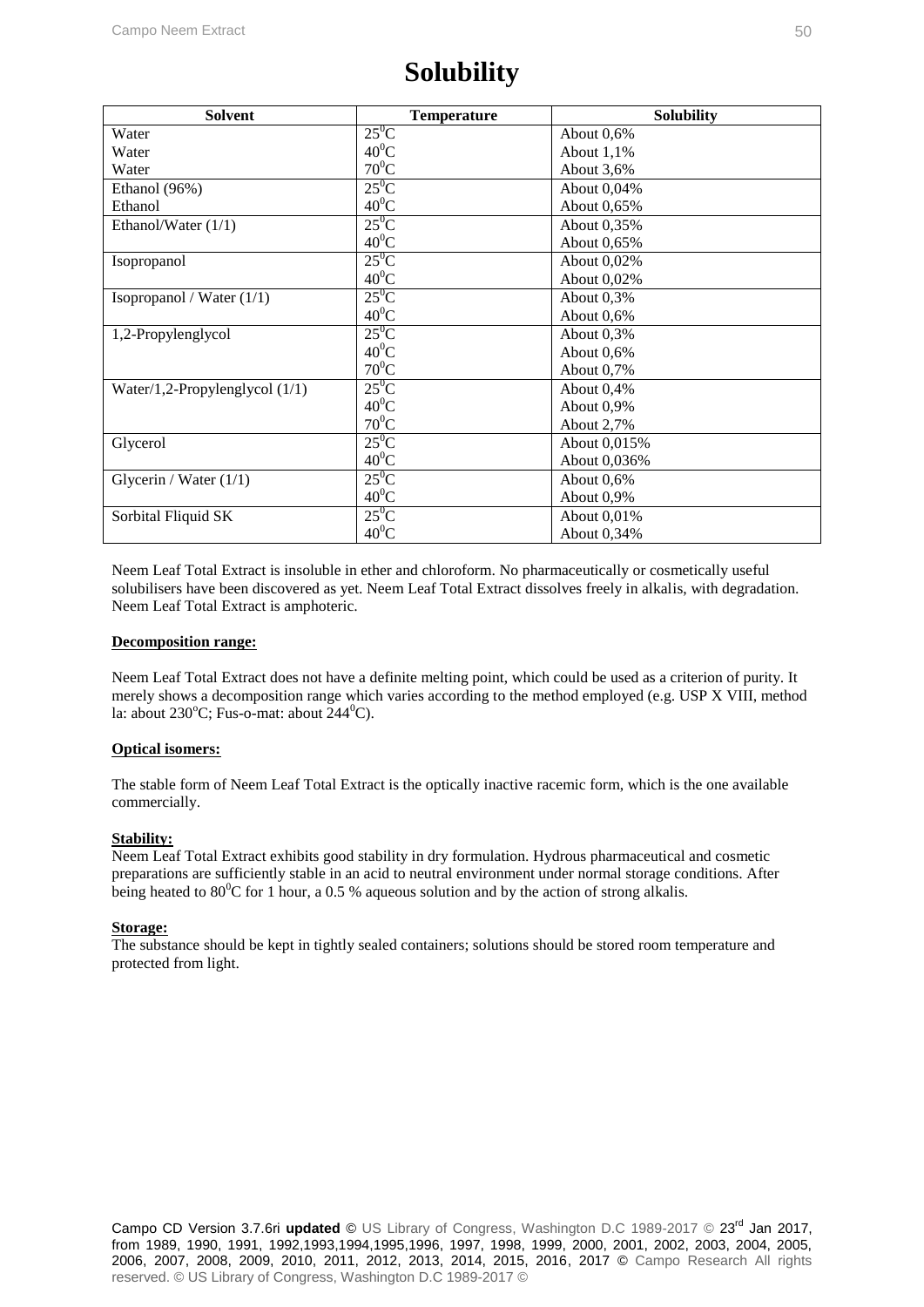# Solubility

| Solvent | Temperature | Solubility |
|---|---|---|
| Water | $25^0C$ | About 0,6% |
| Water | $40^0C$ | About 1,1% |
| Water | $70^0C$ | About 3,6% |
| Ethanol (96%) | $25^0C$ | About 0,04% |
| Ethanol | $40^0C$ | About 0,65% |
| Ethanol/Water (1/1) | $25^0C$ | About 0,35% |
| | $40^0C$ | About 0,65% |
| Isopropanol | $25^0C$ | About 0,02% |
| | $40^0C$ | About 0,02% |
| Isopropanol / Water (1/1) | $25^0C$ | About 0,3% |
| | $40^0C$ | About 0,6% |
| 1,2-Propylenglycol | $25^0C$ | About 0,3% |
| | $40^0C$ | About 0,6% |
| | $70^0C$ | About 0,7% |
| Water/1,2-Propylenglycol (1/1) | $25^0C$ | About 0,4% |
| | $40^0C$ | About 0,9% |
| | $70^0C$ | About 2,7% |
| Glycerol | $25^0C$ | About 0,015% |
| | $40^0C$ | About 0,036% |
| Glycerin / Water (1/1) | $25^0C$ | About 0,6% |
| | $40^0C$ | About 0,9% |
| Sorbital Fliquid SK | $25^0C$ | About 0,01% |
| | $40^0C$ | About 0,34% |

Neem Leaf Total Extract is insoluble in ether and chloroform. No pharmaceutically or cosmetically useful solubilisers have been discovered as yet. Neem Leaf Total Extract dissolves freely in alkalis, with degradation. Neem Leaf Total Extract is amphoteric.

**Decomposition range:**

Neem Leaf Total Extract does not have a definite melting point, which could be used as a criterion of purity. It merely shows a decomposition range which varies according to the method employed (e.g. USP X VIII, method la: about $230^oC$; Fus-o-mat: about $244^0C$).

**Optical isomers:**

The stable form of Neem Leaf Total Extract is the optically inactive racemic form, which is the one available commercially.

**Stability:**

Neem Leaf Total Extract exhibits good stability in dry formulation. Hydrous pharmaceutical and cosmetic preparations are sufficiently stable in an acid to neutral environment under normal storage conditions. After being heated to $80^0C$ for 1 hour, a 0.5 % aqueous solution and by the action of strong alkalis.

**Storage:**

The substance should be kept in tightly sealed containers; solutions should be stored room temperature and protected from light.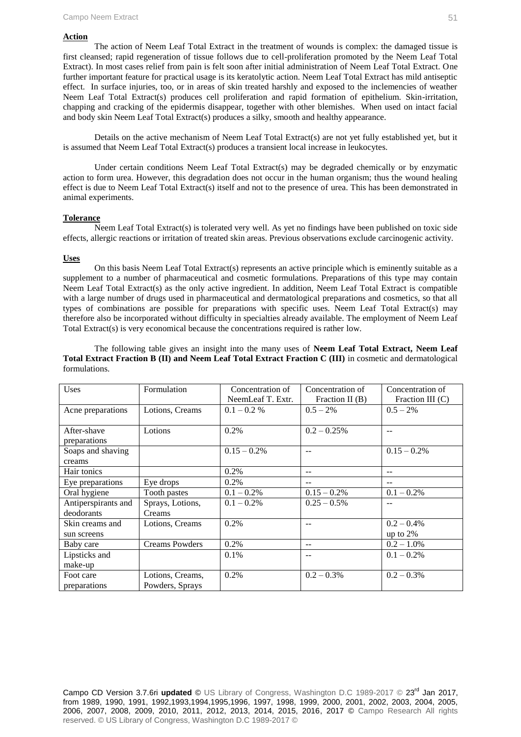**Action**

The action of Neem Leaf Total Extract in the treatment of wounds is complex: the damaged tissue is first cleansed; rapid regeneration of tissue follows due to cell-proliferation promoted by the Neem Leaf Total Extract). In most cases relief from pain is felt soon after initial administration of Neem Leaf Total Extract. One further important feature for practical usage is its keratolytic action. Neem Leaf Total Extract has mild antiseptic effect. In surface injuries, too, or in areas of skin treated harshly and exposed to the inclemencies of weather Neem Leaf Total Extract(s) produces cell proliferation and rapid formation of epithelium. Skin-irritation, chapping and cracking of the epidermis disappear, together with other blemishes. When used on intact facial and body skin Neem Leaf Total Extract(s) produces a silky, smooth and healthy appearance.

Details on the active mechanism of Neem Leaf Total Extract(s) are not yet fully established yet, but it is assumed that Neem Leaf Total Extract(s) produces a transient local increase in leukocytes.

Under certain conditions Neem Leaf Total Extract(s) may be degraded chemically or by enzymatic action to form urea. However, this degradation does not occur in the human organism; thus the wound healing effect is due to Neem Leaf Total Extract(s) itself and not to the presence of urea. This has been demonstrated in animal experiments.

**Tolerance**

Neem Leaf Total Extract(s) is tolerated very well. As yet no findings have been published on toxic side effects, allergic reactions or irritation of treated skin areas. Previous observations exclude carcinogenic activity.

**Uses**

On this basis Neem Leaf Total Extract(s) represents an active principle which is eminently suitable as a supplement to a number of pharmaceutical and cosmetic formulations. Preparations of this type may contain Neem Leaf Total Extract(s) as the only active ingredient. In addition, Neem Leaf Total Extract is compatible with a large number of drugs used in pharmaceutical and dermatological preparations and cosmetics, so that all types of combinations are possible for preparations with specific uses. Neem Leaf Total Extract(s) may therefore also be incorporated without difficulty in specialties already available. The employment of Neem Leaf Total Extract(s) is very economical because the concentrations required is rather low.

The following table gives an insight into the many uses of **Neem Leaf Total Extract, Neem Leaf Total Extract Fraction B (II) and Neem Leaf Total Extract Fraction C (III)** in cosmetic and dermatological formulations.

| Uses | Formulation | Concentration of NeemLeaf T. Extr. | Concentration of Fraction II (B) | Concentration of Fraction III (C) |
|---|---|---|---|---|
| Acne preparations | Lotions, Creams | 0.1 – 0.2 % | 0.5 – 2% | 0.5 – 2% |
| After-shave preparations | Lotions | 0.2% | 0.2 – 0.25% | -- |
| Soaps and shaving creams | | 0.15 – 0.2% | -- | 0.15 – 0.2% |
| Hair tonics | | 0.2% | -- | -- |
| Eye preparations | Eye drops | 0.2% | -- | -- |
| Oral hygiene | Tooth pastes | 0.1 – 0.2% | 0.15 – 0.2% | 0.1 – 0.2% |
| Antiperspirants and deodorants | Sprays, Lotions, Creams | 0.1 – 0.2% | 0.25 – 0.5% | -- |
| Skin creams and sun screens | Lotions, Creams | 0.2% | -- | 0.2 – 0.4% up to 2% |
| Baby care | Creams Powders | 0.2% | -- | 0.2 – 1.0% |
| Lipsticks and make-up | | 0.1% | -- | 0.1 – 0.2% |
| Foot care preparations | Lotions, Creams, Powders, Sprays | 0.2% | 0.2 – 0.3% | 0.2 – 0.3% |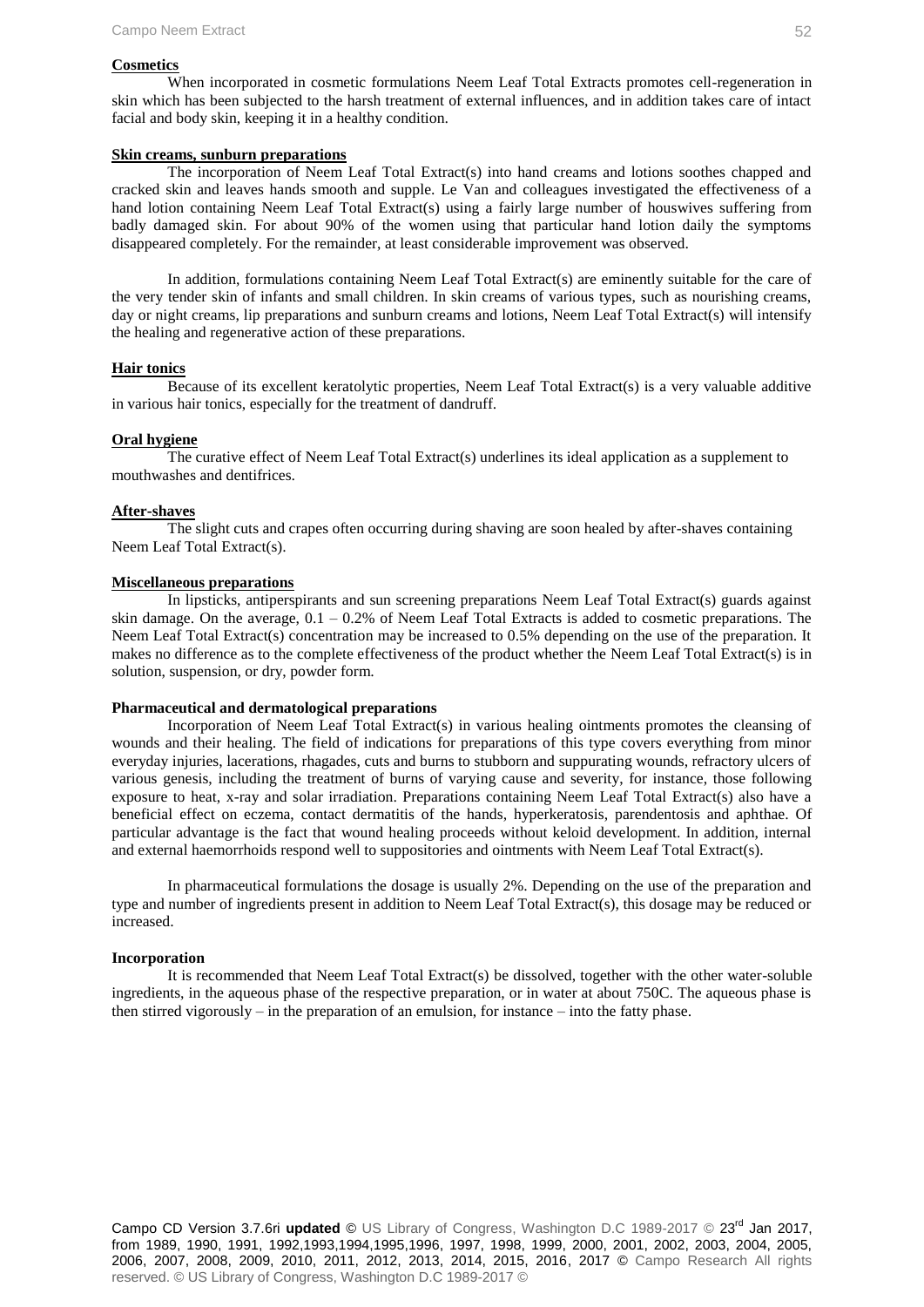**Cosmetics**

When incorporated in cosmetic formulations Neem Leaf Total Extracts promotes cell-regeneration in skin which has been subjected to the harsh treatment of external influences, and in addition takes care of intact facial and body skin, keeping it in a healthy condition.

**Skin creams, sunburn preparations**

The incorporation of Neem Leaf Total Extract(s) into hand creams and lotions soothes chapped and cracked skin and leaves hands smooth and supple. Le Van and colleagues investigated the effectiveness of a hand lotion containing Neem Leaf Total Extract(s) using a fairly large number of houswives suffering from badly damaged skin. For about 90% of the women using that particular hand lotion daily the symptoms disappeared completely. For the remainder, at least considerable improvement was observed.

In addition, formulations containing Neem Leaf Total Extract(s) are eminently suitable for the care of the very tender skin of infants and small children. In skin creams of various types, such as nourishing creams, day or night creams, lip preparations and sunburn creams and lotions, Neem Leaf Total Extract(s) will intensify the healing and regenerative action of these preparations.

**Hair tonics**

Because of its excellent keratolytic properties, Neem Leaf Total Extract(s) is a very valuable additive in various hair tonics, especially for the treatment of dandruff.

**Oral hygiene**

The curative effect of Neem Leaf Total Extract(s) underlines its ideal application as a supplement to mouthwashes and dentifrices.

**After-shaves**

The slight cuts and crapes often occurring during shaving are soon healed by after-shaves containing Neem Leaf Total Extract(s).

**Miscellaneous preparations**

In lipsticks, antiperspirants and sun screening preparations Neem Leaf Total Extract(s) guards against skin damage. On the average, 0.1 – 0.2% of Neem Leaf Total Extracts is added to cosmetic preparations. The Neem Leaf Total Extract(s) concentration may be increased to 0.5% depending on the use of the preparation. It makes no difference as to the complete effectiveness of the product whether the Neem Leaf Total Extract(s) is in solution, suspension, or dry, powder form.

**Pharmaceutical and dermatological preparations**

Incorporation of Neem Leaf Total Extract(s) in various healing ointments promotes the cleansing of wounds and their healing. The field of indications for preparations of this type covers everything from minor everyday injuries, lacerations, rhagades, cuts and burns to stubborn and suppurating wounds, refractory ulcers of various genesis, including the treatment of burns of varying cause and severity, for instance, those following exposure to heat, x-ray and solar irradiation. Preparations containing Neem Leaf Total Extract(s) also have a beneficial effect on eczema, contact dermatitis of the hands, hyperkeratosis, parendentosis and aphthae. Of particular advantage is the fact that wound healing proceeds without keloid development. In addition, internal and external haemorrhoids respond well to suppositories and ointments with Neem Leaf Total Extract(s).

In pharmaceutical formulations the dosage is usually 2%. Depending on the use of the preparation and type and number of ingredients present in addition to Neem Leaf Total Extract(s), this dosage may be reduced or increased.

**Incorporation**

It is recommended that Neem Leaf Total Extract(s) be dissolved, together with the other water-soluble ingredients, in the aqueous phase of the respective preparation, or in water at about 750C. The aqueous phase is then stirred vigorously – in the preparation of an emulsion, for instance – into the fatty phase.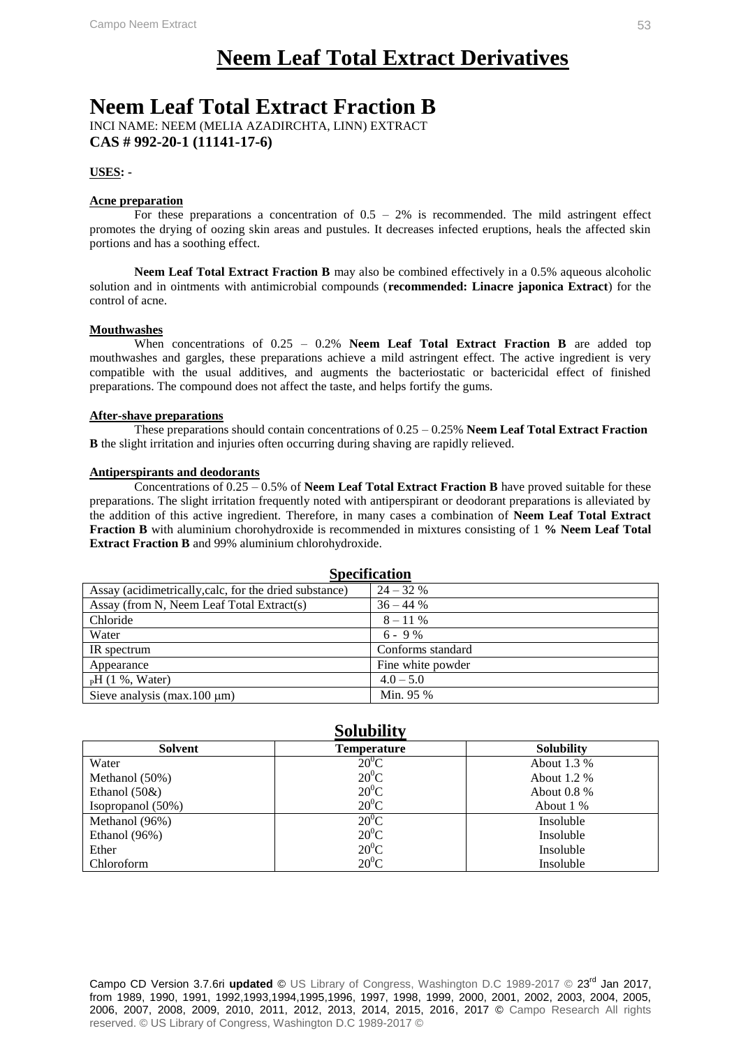# Neem Leaf Total Extract Derivatives

## Neem Leaf Total Extract Fraction B

INCI NAME: NEEM (MELIA AZADIRCHTA, LINN) EXTRACT
**CAS # 992-20-1 (11141-17-6)**

**USES: -**

**Acne preparation**

For these preparations a concentration of 0.5 – 2% is recommended. The mild astringent effect promotes the drying of oozing skin areas and pustules. It decreases infected eruptions, heals the affected skin portions and has a soothing effect.

**Neem Leaf Total Extract Fraction B** may also be combined effectively in a 0.5% aqueous alcoholic solution and in ointments with antimicrobial compounds (**recommended: Linacre japonica Extract**) for the control of acne.

**Mouthwashes**

When concentrations of 0.25 – 0.2% **Neem Leaf Total Extract Fraction B** are added top mouthwashes and gargles, these preparations achieve a mild astringent effect. The active ingredient is very compatible with the usual additives, and augments the bacteriostatic or bactericidal effect of finished preparations. The compound does not affect the taste, and helps fortify the gums.

**After-shave preparations**

These preparations should contain concentrations of 0.25 – 0.25% **Neem Leaf Total Extract Fraction B** the slight irritation and injuries often occurring during shaving are rapidly relieved.

**Antiperspirants and deodorants**

Concentrations of 0.25 – 0.5% of **Neem Leaf Total Extract Fraction B** have proved suitable for these preparations. The slight irritation frequently noted with antiperspirant or deodorant preparations is alleviated by the addition of this active ingredient. Therefore, in many cases a combination of **Neem Leaf Total Extract Fraction B** with aluminium chorohydroxide is recommended in mixtures consisting of 1 **% Neem Leaf Total Extract Fraction B** and 99% aluminium chlorohydroxide.

### Specification

| | |
|---|---|
| Assay (acidimetrically,calc, for the dried substance) | 24 – 32 % |
| Assay (from N, Neem Leaf Total Extract(s) | 36 – 44 % |
| Chloride | 8 – 11 % |
| Water | 6 - 9 % |
| IR spectrum | Conforms standard |
| Appearance | Fine white powder |
| pH (1 %, Water) | 4.0 – 5.0 |
| Sieve analysis (max.100 μm) | Min. 95 % |

### Solubility

| Solvent | Temperature | Solubility |
|---|---|---|
| Water | $20^0$C | About 1.3 % |
| Methanol (50%) | $20^0$C | About 1.2 % |
| Ethanol (50&) | $20^0$C | About 0.8 % |
| Isopropanol (50%) | $20^0$C | About 1 % |
| Methanol (96%) | $20^0$C | Insoluble |
| Ethanol (96%) | $20^0$C | Insoluble |
| Ether | $20^0$C | Insoluble |
| Chloroform | $20^0$C | Insoluble |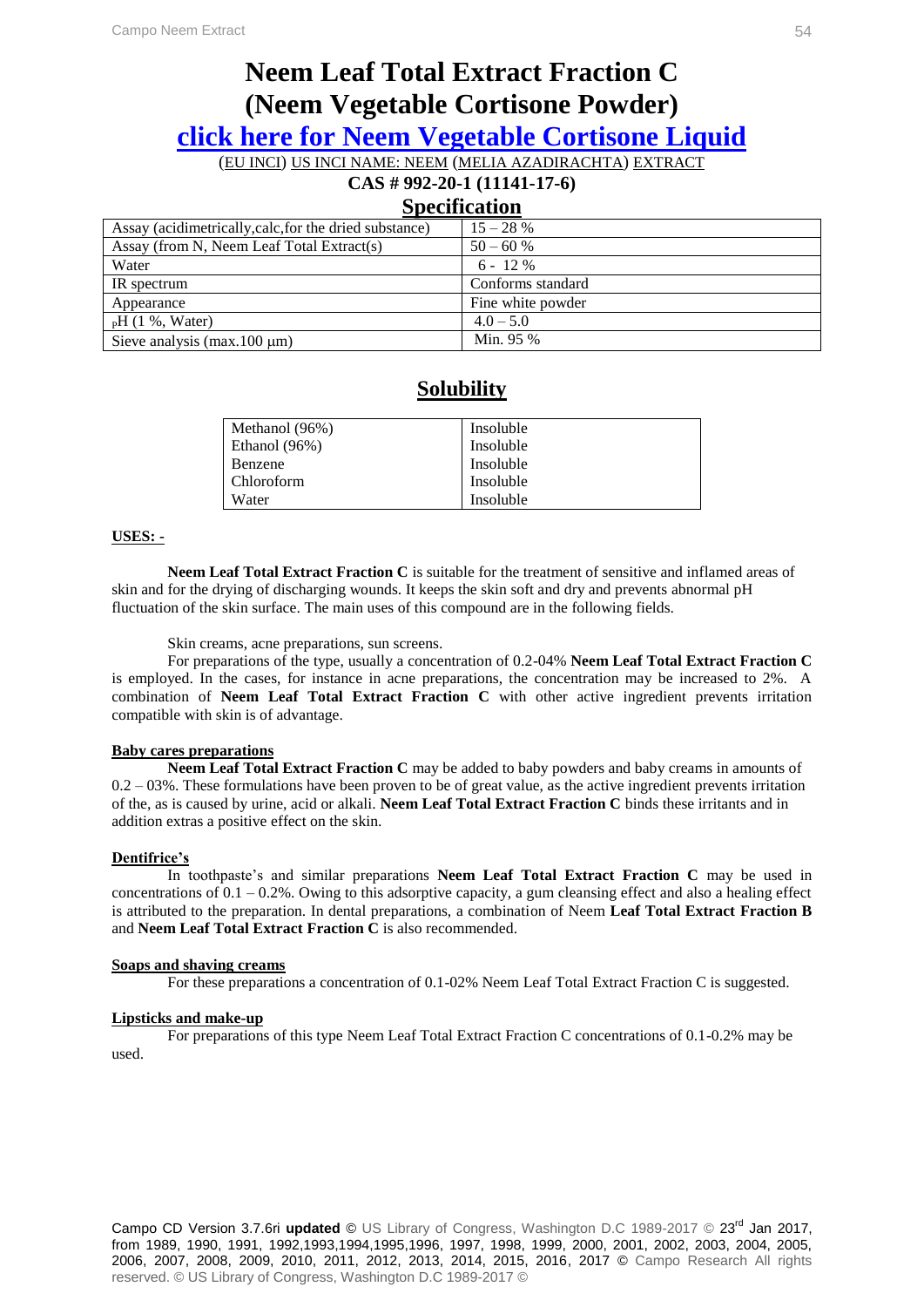# Neem Leaf Total Extract Fraction C (Neem Vegetable Cortisone Powder)

## click here for Neem Vegetable Cortisone Liquid

(EU INCI) US INCI NAME: NEEM (MELIA AZADIRACHTA) EXTRACT

**CAS # 992-20-1 (11141-17-6)**

## Specification

| | |
|---|---|
| Assay (acidimetrically,calc,for the dried substance) | 15 – 28 % |
| Assay (from N, Neem Leaf Total Extract(s) | 50 – 60 % |
| Water | 6 - 12 % |
| IR spectrum | Conforms standard |
| Appearance | Fine white powder |
| $_p$H (1 %, Water) | 4.0 – 5.0 |
| Sieve analysis (max.100 μm) | Min. 95 % |

## Solubility

| | |
|---|---|
| Methanol (96%) | Insoluble |
| Ethanol (96%) | Insoluble |
| Benzene | Insoluble |
| Chloroform | Insoluble |
| Water | Insoluble |

**USES: -**

**Neem Leaf Total Extract Fraction C** is suitable for the treatment of sensitive and inflamed areas of skin and for the drying of discharging wounds. It keeps the skin soft and dry and prevents abnormal pH fluctuation of the skin surface. The main uses of this compound are in the following fields.

Skin creams, acne preparations, sun screens.

For preparations of the type, usually a concentration of 0.2-04% **Neem Leaf Total Extract Fraction C** is employed. In the cases, for instance in acne preparations, the concentration may be increased to 2%. A combination of **Neem Leaf Total Extract Fraction C** with other active ingredient prevents irritation compatible with skin is of advantage.

**Baby cares preparations**

**Neem Leaf Total Extract Fraction C** may be added to baby powders and baby creams in amounts of 0.2 – 03%. These formulations have been proven to be of great value, as the active ingredient prevents irritation of the, as is caused by urine, acid or alkali. **Neem Leaf Total Extract Fraction C** binds these irritants and in addition extras a positive effect on the skin.

**Dentifrice's**

In toothpaste's and similar preparations **Neem Leaf Total Extract Fraction C** may be used in concentrations of 0.1 – 0.2%. Owing to this adsorptive capacity, a gum cleansing effect and also a healing effect is attributed to the preparation. In dental preparations, a combination of Neem **Leaf Total Extract Fraction B** and **Neem Leaf Total Extract Fraction C** is also recommended.

**Soaps and shaving creams**

For these preparations a concentration of 0.1-02% Neem Leaf Total Extract Fraction C is suggested.

**Lipsticks and make-up**

For preparations of this type Neem Leaf Total Extract Fraction C concentrations of 0.1-0.2% may be used.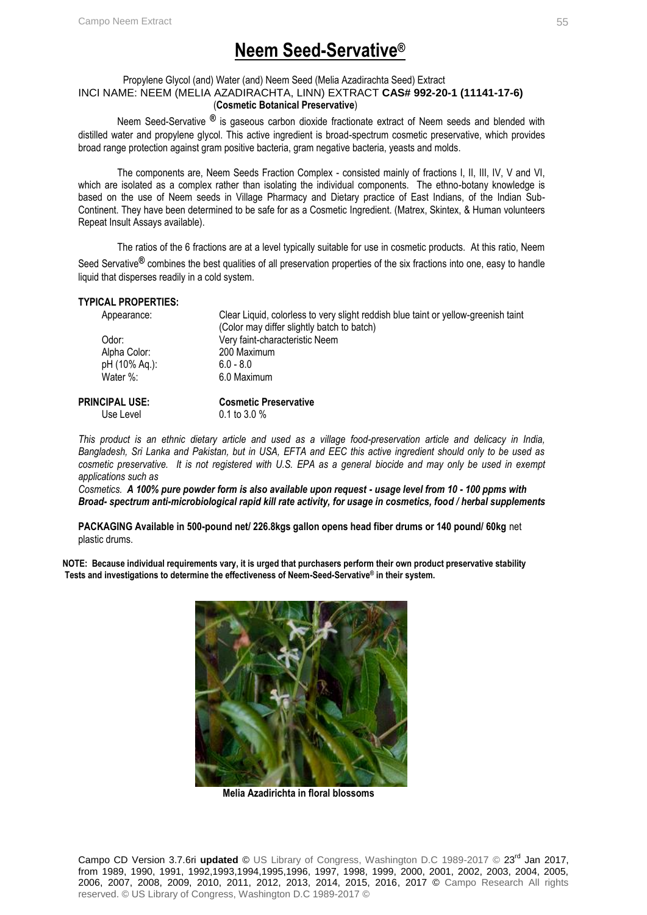# Neem Seed-Servative®

Propylene Glycol (and) Water (and) Neem Seed (Melia Azadirachta Seed) Extract
INCI NAME: NEEM (MELIA AZADIRACHTA, LINN) EXTRACT **CAS# 992-20-1 (11141-17-6)**
(**Cosmetic Botanical Preservative**)

Neem Seed-Servative **®** is gaseous carbon dioxide fractionate extract of Neem seeds and blended with distilled water and propylene glycol. This active ingredient is broad-spectrum cosmetic preservative, which provides broad range protection against gram positive bacteria, gram negative bacteria, yeasts and molds.

The components are, Neem Seeds Fraction Complex - consisted mainly of fractions I, II, III, IV, V and VI, which are isolated as a complex rather than isolating the individual components. The ethno-botany knowledge is based on the use of Neem seeds in Village Pharmacy and Dietary practice of East Indians, of the Indian Sub-Continent. They have been determined to be safe for as a Cosmetic Ingredient. (Matrex, Skintex, & Human volunteers Repeat Insult Assays available).

The ratios of the 6 fractions are at a level typically suitable for use in cosmetic products. At this ratio, Neem Seed Servative**®** combines the best qualities of all preservation properties of the six fractions into one, easy to handle liquid that disperses readily in a cold system.

**TYPICAL PROPERTIES:**

| | |
|---|---|
| Appearance: | Clear Liquid, colorless to very slight reddish blue taint or yellow-greenish taint (Color may differ slightly batch to batch) |
| Odor: | Very faint-characteristic Neem |
| Alpha Color: | 200 Maximum |
| pH (10% Aq.): | 6.0 - 8.0 |
| Water %: | 6.0 Maximum |

| | |
|---|---|
| **PRINCIPAL USE:** | **Cosmetic Preservative** |
| Use Level | 0.1 to 3.0 % |

*This product is an ethnic dietary article and used as a village food-preservation article and delicacy in India, Bangladesh, Sri Lanka and Pakistan, but in USA, EFTA and EEC this active ingredient should only to be used as cosmetic preservative. It is not registered with U.S. EPA as a general biocide and may only be used in exempt applications such as*

*Cosmetics.* ***A 100% pure powder form is also available upon request - usage level from 10 - 100 ppms with Broad- spectrum anti-microbiological rapid kill rate activity, for usage in cosmetics, food / herbal supplements***

**PACKAGING Available in 500-pound net/ 226.8kgs gallon opens head fiber drums or 140 pound/ 60kg** net plastic drums.

**NOTE: Because individual requirements vary, it is urged that purchasers perform their own product preservative stability Tests and investigations to determine the effectiveness of Neem-Seed-Servative® in their system.**

**Melia Azadirichta in floral blossoms**

Campo CD Version 3.7.6ri **updated ©** US Library of Congress, Washington D.C 1989-2017 © 23rd Jan 2017, from 1989, 1990, 1991, 1992,1993,1994,1995,1996, 1997, 1998, 1999, 2000, 2001, 2002, 2003, 2004, 2005, 2006, 2007, 2008, 2009, 2010, 2011, 2012, 2013, 2014, 2015, 2016, 2017 © Campo Research All rights reserved. © US Library of Congress, Washington D.C 1989-2017 ©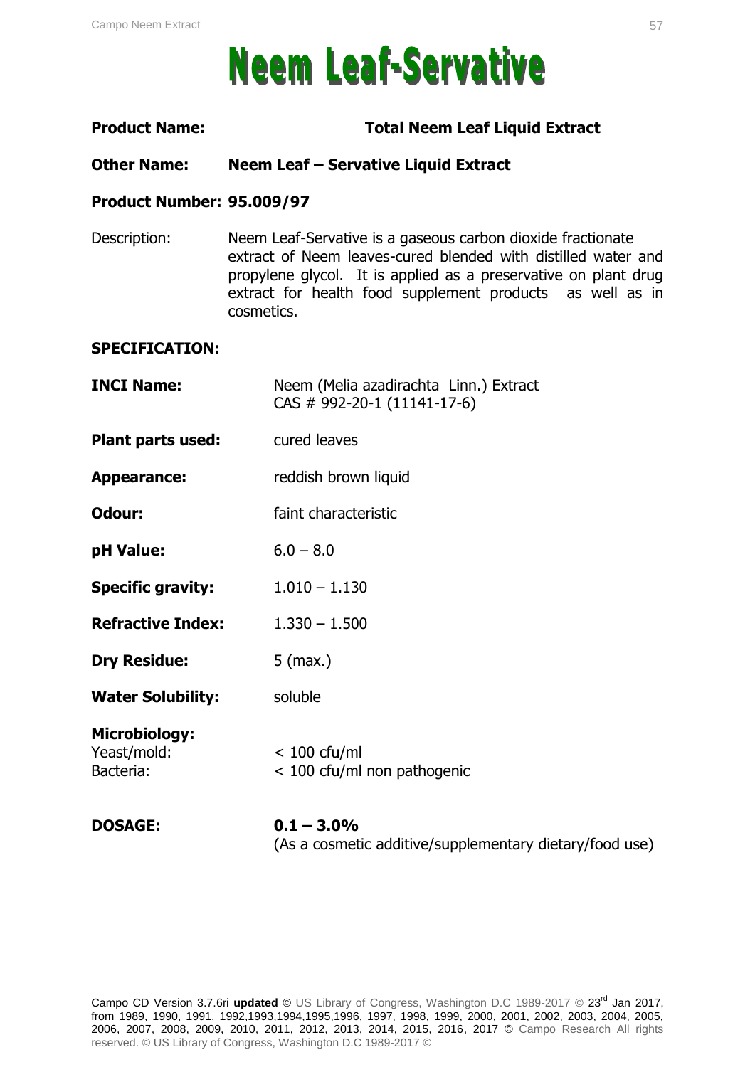# Neem Leaf-Servative

**Product Name:** **Total Neem Leaf Liquid Extract**

**Other Name:** **Neem Leaf – Servative Liquid Extract**

**Product Number: 95.009/97**

Description: Neem Leaf-Servative is a gaseous carbon dioxide fractionate extract of Neem leaves-cured blended with distilled water and propylene glycol. It is applied as a preservative on plant drug extract for health food supplement products as well as in cosmetics.

**SPECIFICATION:**

**INCI Name:** Neem (Melia azadirachta Linn.) Extract
CAS # 992-20-1 (11141-17-6)

**Plant parts used:** cured leaves

**Appearance:** reddish brown liquid

**Odour:** faint characteristic

**pH Value:** 6.0 – 8.0

**Specific gravity:** 1.010 – 1.130

**Refractive Index:** 1.330 – 1.500

**Dry Residue:** 5 (max.)

**Water Solubility:** soluble

**Microbiology:**
Yeast/mold: < 100 cfu/ml
Bacteria: < 100 cfu/ml non pathogenic

**DOSAGE:** **0.1 – 3.0%**
(As a cosmetic additive/supplementary dietary/food use)

Campo CD Version 3.7.6ri **updated** © US Library of Congress, Washington D.C 1989-2017 © 23rd Jan 2017, from 1989, 1990, 1991, 1992,1993,1994,1995,1996, 1997, 1998, 1999, 2000, 2001, 2002, 2003, 2004, 2005, 2006, 2007, 2008, 2009, 2010, 2011, 2012, 2013, 2014, 2015, 2016, 2017 © Campo Research All rights reserved. © US Library of Congress, Washington D.C 1989-2017 ©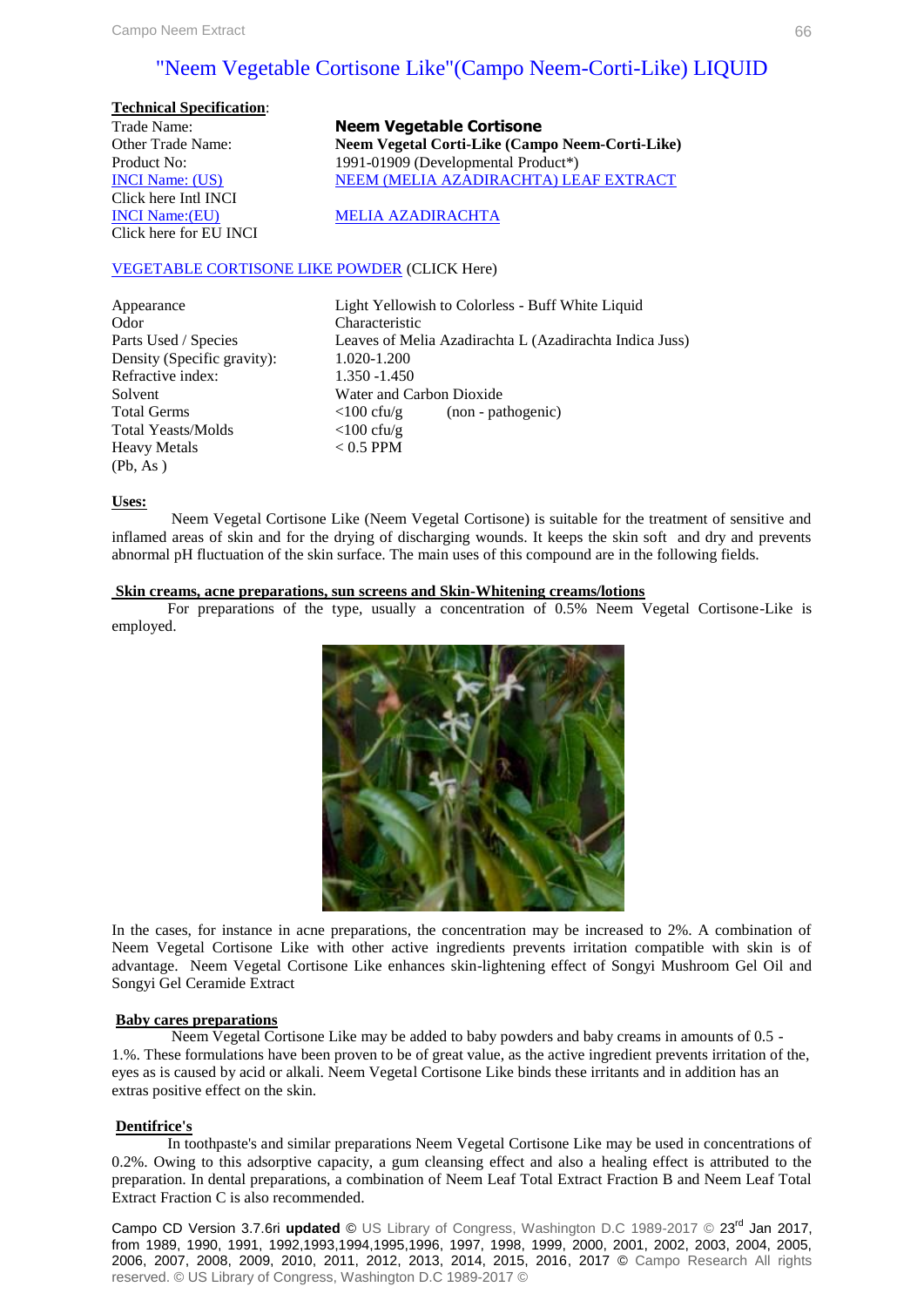# "Neem Vegetable Cortisone Like"(Campo Neem-Corti-Like) LIQUID

**Technical Specification**:

| | |
|---|---|
| Trade Name: | **Neem Vegetable Cortisone** |
| Other Trade Name: | **Neem Vegetal Corti-Like (Campo Neem-Corti-Like)** |
| Product No: | 1991-01909 (Developmental Product*) |
| INCI Name: (US) Click here Intl INCI | NEEM (MELIA AZADIRACHTA) LEAF EXTRACT |
| INCI Name:(EU) Click here for EU INCI | MELIA AZADIRACHTA |

VEGETABLE CORTISONE LIKE POWDER (CLICK Here)

| | |
|---|---|
| Appearance | Light Yellowish to Colorless - Buff White Liquid |
| Odor | Characteristic |
| Parts Used / Species | Leaves of Melia Azadirachta L (Azadirachta Indica Juss) |
| Density (Specific gravity): | 1.020-1.200 |
| Refractive index: | 1.350 -1.450 |
| Solvent | Water and Carbon Dioxide |
| Total Germs | <100 cfu/g (non - pathogenic) |
| Total Yeasts/Molds | <100 cfu/g |
| Heavy Metals (Pb, As ) | < 0.5 PPM |

**Uses:**

Neem Vegetal Cortisone Like (Neem Vegetal Cortisone) is suitable for the treatment of sensitive and inflamed areas of skin and for the drying of discharging wounds. It keeps the skin soft and dry and prevents abnormal pH fluctuation of the skin surface. The main uses of this compound are in the following fields.

**Skin creams, acne preparations, sun screens and Skin-Whitening creams/lotions**

For preparations of the type, usually a concentration of 0.5% Neem Vegetal Cortisone-Like is employed.

In the cases, for instance in acne preparations, the concentration may be increased to 2%. A combination of Neem Vegetal Cortisone Like with other active ingredients prevents irritation compatible with skin is of advantage. Neem Vegetal Cortisone Like enhances skin-lightening effect of Songyi Mushroom Gel Oil and Songyi Gel Ceramide Extract

**Baby cares preparations**

Neem Vegetal Cortisone Like may be added to baby powders and baby creams in amounts of 0.5 - 1.%. These formulations have been proven to be of great value, as the active ingredient prevents irritation of the, eyes as is caused by acid or alkali. Neem Vegetal Cortisone Like binds these irritants and in addition has an extras positive effect on the skin.

**Dentifrice's**

In toothpaste's and similar preparations Neem Vegetal Cortisone Like may be used in concentrations of 0.2%. Owing to this adsorptive capacity, a gum cleansing effect and also a healing effect is attributed to the preparation. In dental preparations, a combination of Neem Leaf Total Extract Fraction B and Neem Leaf Total Extract Fraction C is also recommended.

Campo CD Version 3.7.6ri **updated ©** US Library of Congress, Washington D.C 1989-2017 © 23rd Jan 2017, from 1989, 1990, 1991, 1992,1993,1994,1995,1996, 1997, 1998, 1999, 2000, 2001, 2002, 2003, 2004, 2005, 2006, 2007, 2008, 2009, 2010, 2011, 2012, 2013, 2014, 2015, 2016, 2017 © Campo Research All rights reserved. © US Library of Congress, Washington D.C 1989-2017 ©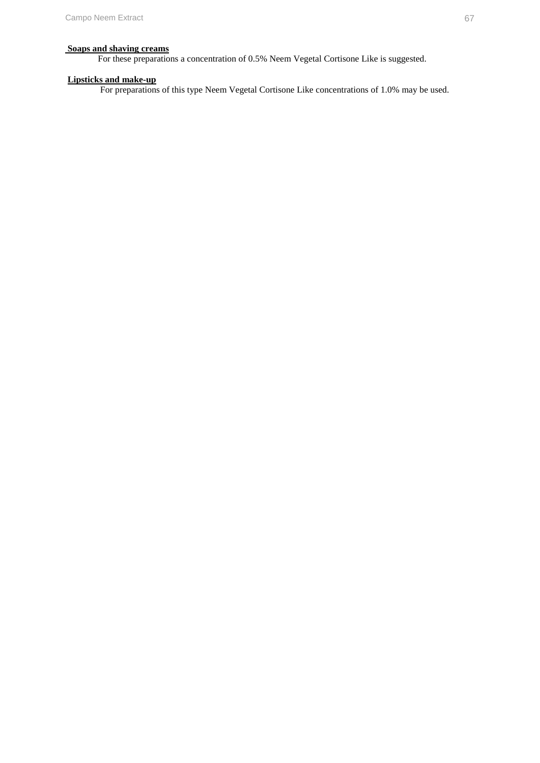**Soaps and shaving creams**

For these preparations a concentration of 0.5% Neem Vegetal Cortisone Like is suggested.

**Lipsticks and make-up**

For preparations of this type Neem Vegetal Cortisone Like concentrations of 1.0% may be used.